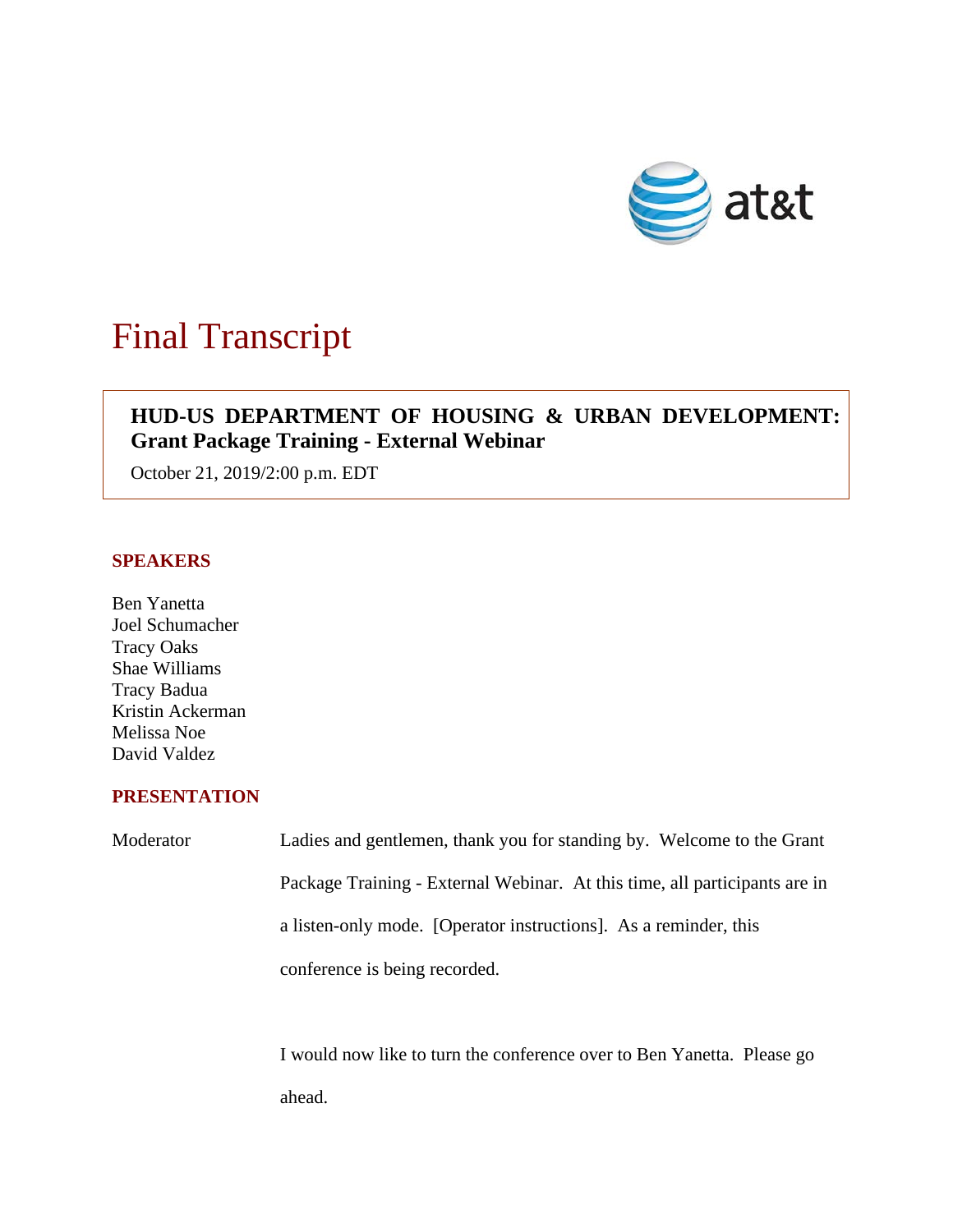# Final Transcript

**HUD-US DEPARTMENT OF HOUSING & URBAN DEVELOPMENT: Grant Package Training - External Webinar**

October 21, 2019/2:00 p.m. EDT

## SPEAKERS

Ben Yanetta
Joel Schumacher
Tracy Oaks
Shae Williams
Tracy Badua
Kristin Ackerman
Melissa Noe
David Valdez

## PRESENTATION

Moderator: Ladies and gentlemen, thank you for standing by. Welcome to the Grant Package Training - External Webinar. At this time, all participants are in a listen-only mode. [Operator instructions]. As a reminder, this conference is being recorded.

I would now like to turn the conference over to Ben Yanetta. Please go ahead.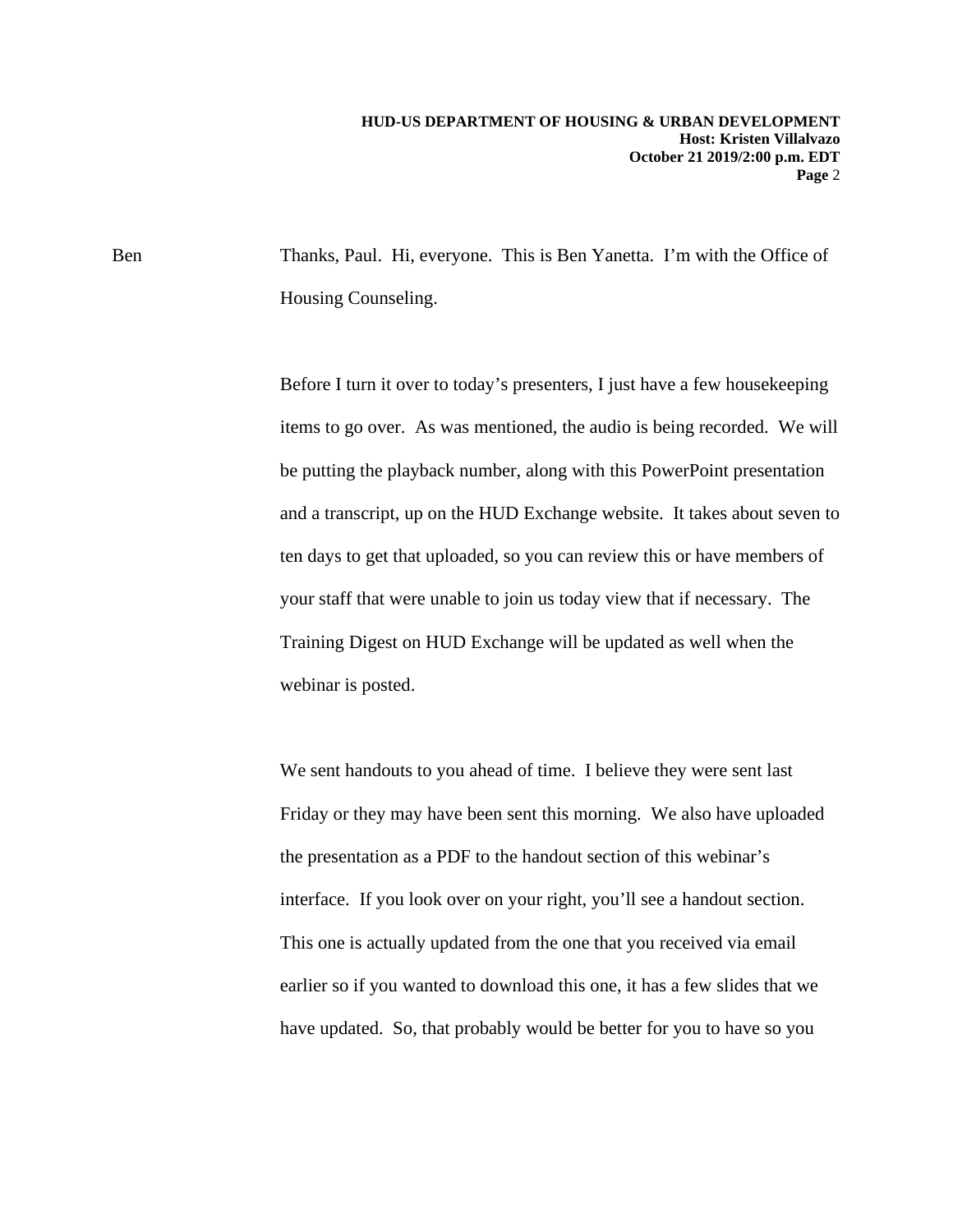Ben Thanks, Paul. Hi, everyone. This is Ben Yanetta. I'm with the Office of Housing Counseling.

Before I turn it over to today's presenters, I just have a few housekeeping items to go over. As was mentioned, the audio is being recorded. We will be putting the playback number, along with this PowerPoint presentation and a transcript, up on the HUD Exchange website. It takes about seven to ten days to get that uploaded, so you can review this or have members of your staff that were unable to join us today view that if necessary. The Training Digest on HUD Exchange will be updated as well when the webinar is posted.

We sent handouts to you ahead of time. I believe they were sent last Friday or they may have been sent this morning. We also have uploaded the presentation as a PDF to the handout section of this webinar's interface. If you look over on your right, you'll see a handout section. This one is actually updated from the one that you received via email earlier so if you wanted to download this one, it has a few slides that we have updated. So, that probably would be better for you to have so you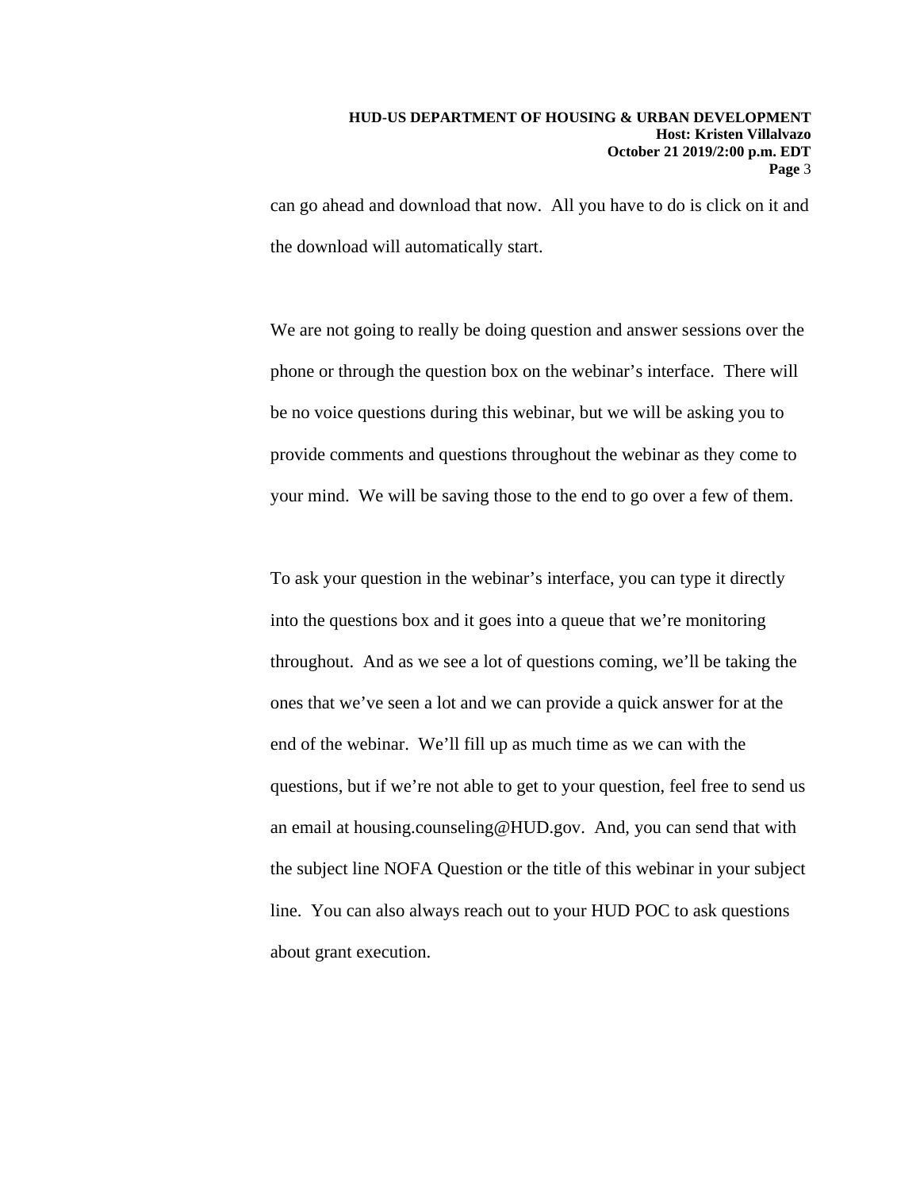can go ahead and download that now. All you have to do is click on it and the download will automatically start.

We are not going to really be doing question and answer sessions over the phone or through the question box on the webinar's interface. There will be no voice questions during this webinar, but we will be asking you to provide comments and questions throughout the webinar as they come to your mind. We will be saving those to the end to go over a few of them.

To ask your question in the webinar's interface, you can type it directly into the questions box and it goes into a queue that we're monitoring throughout. And as we see a lot of questions coming, we'll be taking the ones that we've seen a lot and we can provide a quick answer for at the end of the webinar. We'll fill up as much time as we can with the questions, but if we're not able to get to your question, feel free to send us an email at housing.counseling@HUD.gov. And, you can send that with the subject line NOFA Question or the title of this webinar in your subject line. You can also always reach out to your HUD POC to ask questions about grant execution.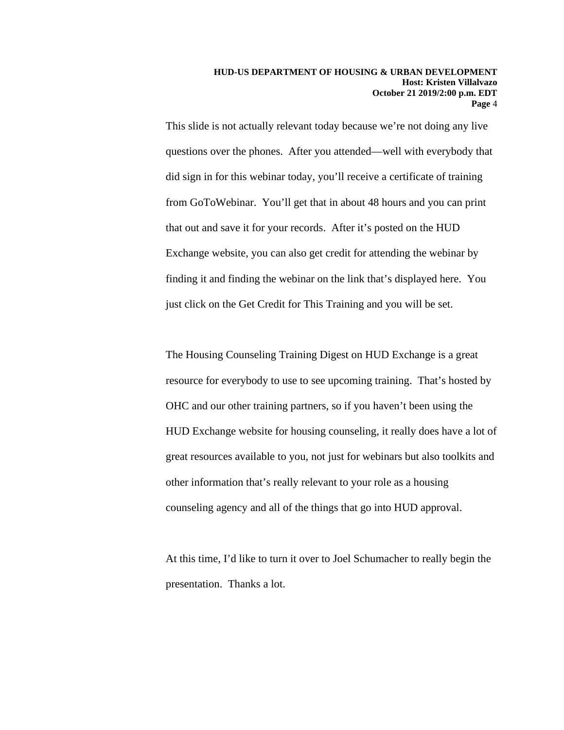This slide is not actually relevant today because we're not doing any live questions over the phones.  After you attended—well with everybody that did sign in for this webinar today, you'll receive a certificate of training from GoToWebinar.  You'll get that in about 48 hours and you can print that out and save it for your records.  After it's posted on the HUD Exchange website, you can also get credit for attending the webinar by finding it and finding the webinar on the link that's displayed here.  You just click on the Get Credit for This Training and you will be set.

The Housing Counseling Training Digest on HUD Exchange is a great resource for everybody to use to see upcoming training.  That's hosted by OHC and our other training partners, so if you haven't been using the HUD Exchange website for housing counseling, it really does have a lot of great resources available to you, not just for webinars but also toolkits and other information that's really relevant to your role as a housing counseling agency and all of the things that go into HUD approval.

At this time, I'd like to turn it over to Joel Schumacher to really begin the presentation.  Thanks a lot.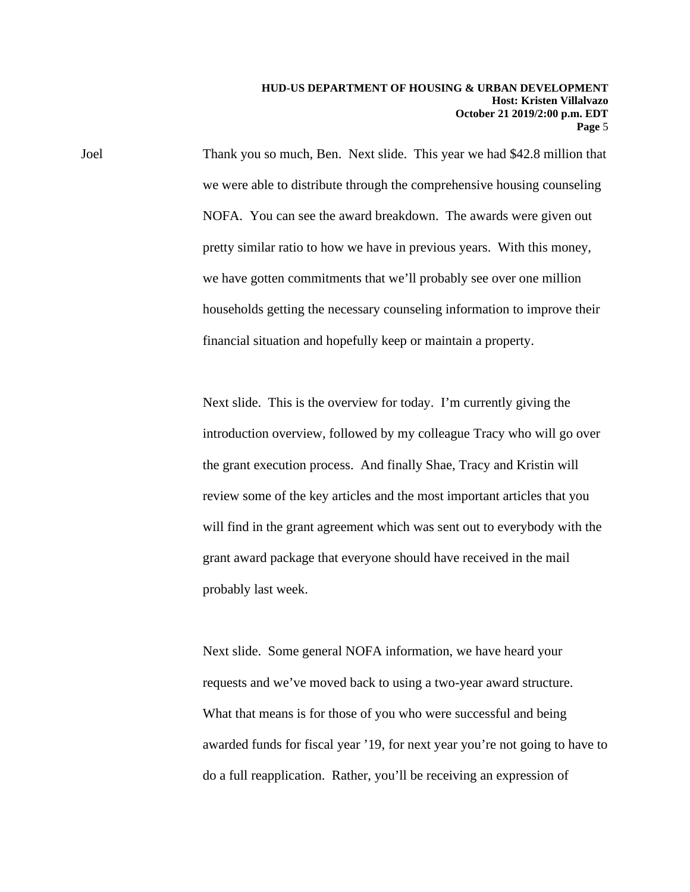Joel Thank you so much, Ben. Next slide. This year we had $42.8 million that we were able to distribute through the comprehensive housing counseling NOFA. You can see the award breakdown. The awards were given out pretty similar ratio to how we have in previous years. With this money, we have gotten commitments that we'll probably see over one million households getting the necessary counseling information to improve their financial situation and hopefully keep or maintain a property.

Next slide. This is the overview for today. I'm currently giving the introduction overview, followed by my colleague Tracy who will go over the grant execution process. And finally Shae, Tracy and Kristin will review some of the key articles and the most important articles that you will find in the grant agreement which was sent out to everybody with the grant award package that everyone should have received in the mail probably last week.

Next slide. Some general NOFA information, we have heard your requests and we've moved back to using a two-year award structure. What that means is for those of you who were successful and being awarded funds for fiscal year '19, for next year you're not going to have to do a full reapplication. Rather, you'll be receiving an expression of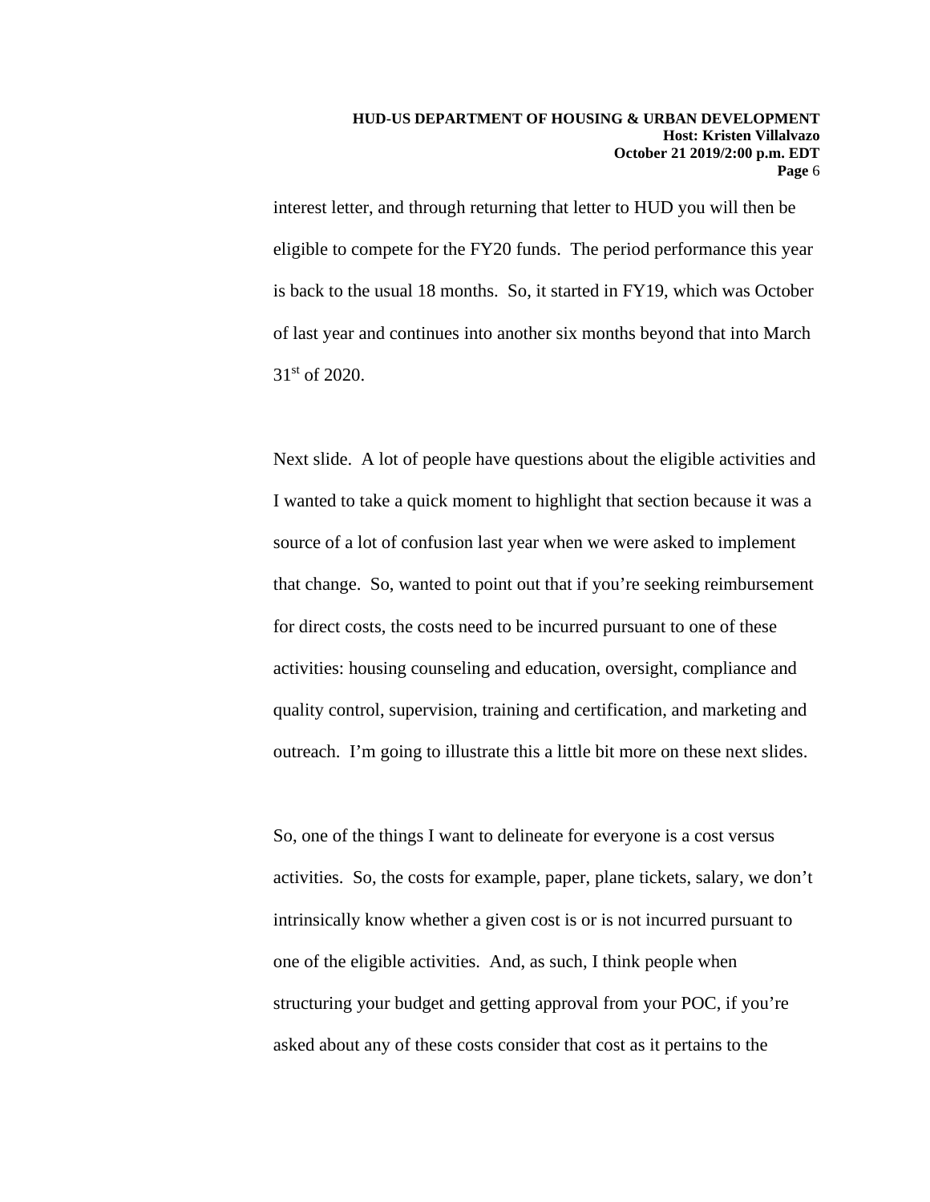interest letter, and through returning that letter to HUD you will then be eligible to compete for the FY20 funds. The period performance this year is back to the usual 18 months. So, it started in FY19, which was October of last year and continues into another six months beyond that into March 31st of 2020.

Next slide. A lot of people have questions about the eligible activities and I wanted to take a quick moment to highlight that section because it was a source of a lot of confusion last year when we were asked to implement that change. So, wanted to point out that if you're seeking reimbursement for direct costs, the costs need to be incurred pursuant to one of these activities: housing counseling and education, oversight, compliance and quality control, supervision, training and certification, and marketing and outreach. I'm going to illustrate this a little bit more on these next slides.

So, one of the things I want to delineate for everyone is a cost versus activities. So, the costs for example, paper, plane tickets, salary, we don't intrinsically know whether a given cost is or is not incurred pursuant to one of the eligible activities. And, as such, I think people when structuring your budget and getting approval from your POC, if you're asked about any of these costs consider that cost as it pertains to the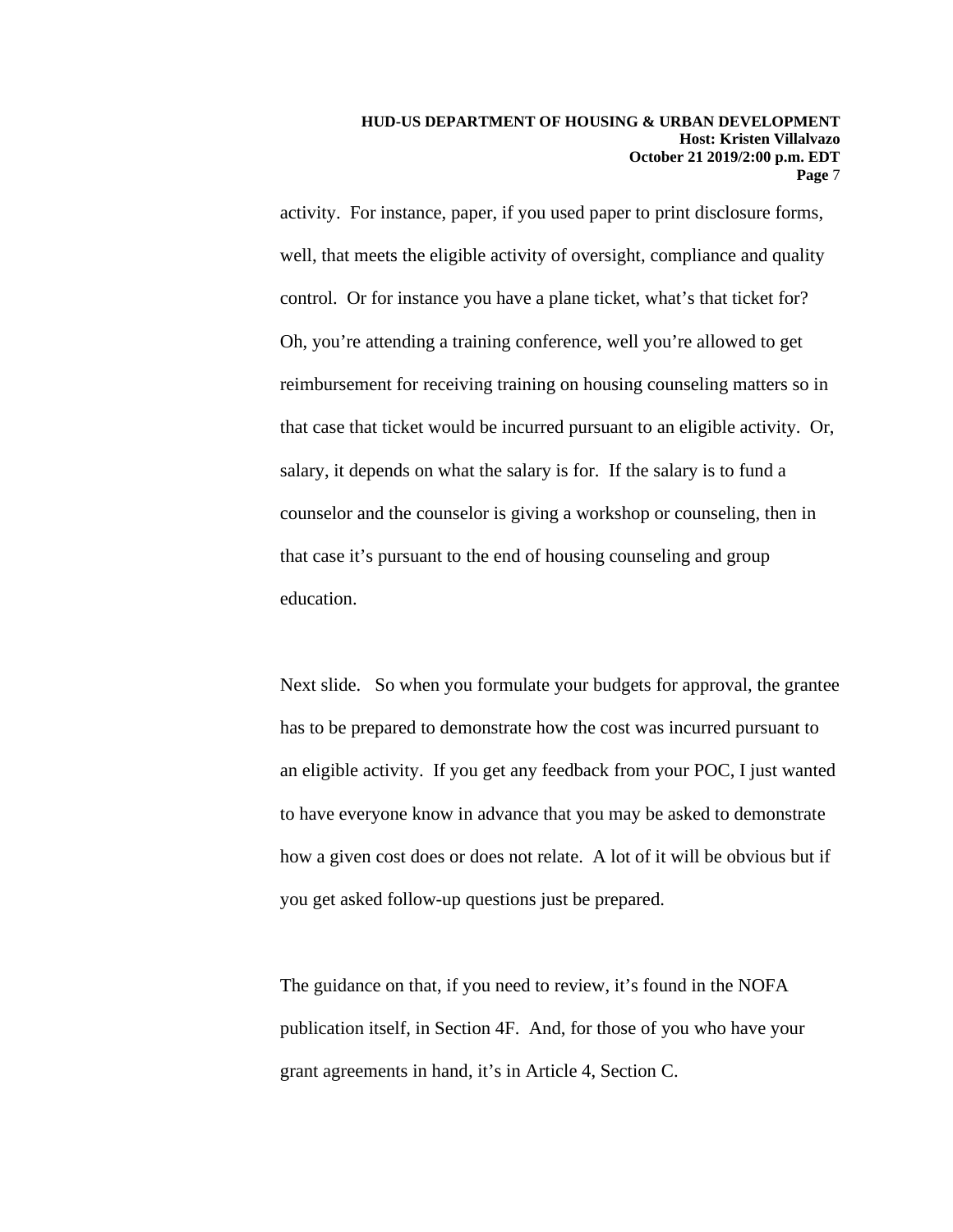activity. For instance, paper, if you used paper to print disclosure forms, well, that meets the eligible activity of oversight, compliance and quality control. Or for instance you have a plane ticket, what's that ticket for? Oh, you're attending a training conference, well you're allowed to get reimbursement for receiving training on housing counseling matters so in that case that ticket would be incurred pursuant to an eligible activity. Or, salary, it depends on what the salary is for. If the salary is to fund a counselor and the counselor is giving a workshop or counseling, then in that case it's pursuant to the end of housing counseling and group education.

Next slide. So when you formulate your budgets for approval, the grantee has to be prepared to demonstrate how the cost was incurred pursuant to an eligible activity. If you get any feedback from your POC, I just wanted to have everyone know in advance that you may be asked to demonstrate how a given cost does or does not relate. A lot of it will be obvious but if you get asked follow-up questions just be prepared.

The guidance on that, if you need to review, it's found in the NOFA publication itself, in Section 4F. And, for those of you who have your grant agreements in hand, it's in Article 4, Section C.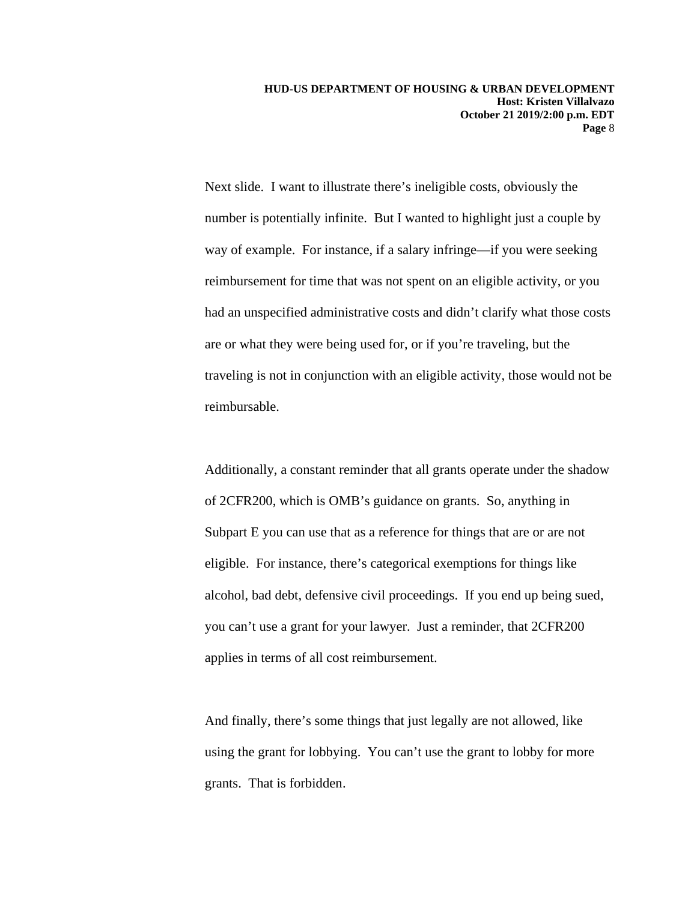Next slide. I want to illustrate there's ineligible costs, obviously the number is potentially infinite. But I wanted to highlight just a couple by way of example. For instance, if a salary infringe—if you were seeking reimbursement for time that was not spent on an eligible activity, or you had an unspecified administrative costs and didn't clarify what those costs are or what they were being used for, or if you're traveling, but the traveling is not in conjunction with an eligible activity, those would not be reimbursable.

Additionally, a constant reminder that all grants operate under the shadow of 2CFR200, which is OMB's guidance on grants. So, anything in Subpart E you can use that as a reference for things that are or are not eligible. For instance, there's categorical exemptions for things like alcohol, bad debt, defensive civil proceedings. If you end up being sued, you can't use a grant for your lawyer. Just a reminder, that 2CFR200 applies in terms of all cost reimbursement.

And finally, there's some things that just legally are not allowed, like using the grant for lobbying. You can't use the grant to lobby for more grants. That is forbidden.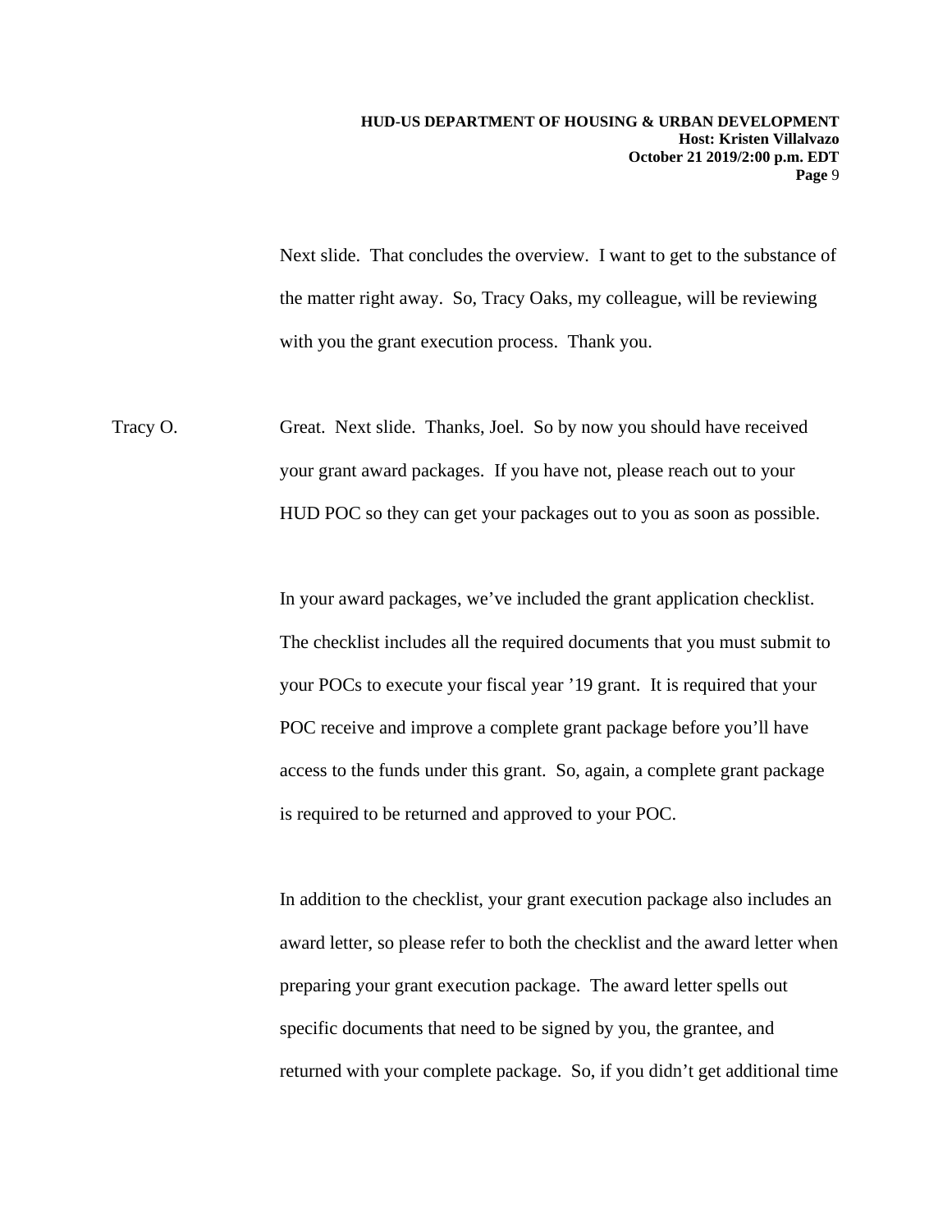Next slide. That concludes the overview. I want to get to the substance of the matter right away. So, Tracy Oaks, my colleague, will be reviewing with you the grant execution process. Thank you.

Tracy O. Great. Next slide. Thanks, Joel. So by now you should have received your grant award packages. If you have not, please reach out to your HUD POC so they can get your packages out to you as soon as possible.

In your award packages, we've included the grant application checklist. The checklist includes all the required documents that you must submit to your POCs to execute your fiscal year '19 grant. It is required that your POC receive and improve a complete grant package before you'll have access to the funds under this grant. So, again, a complete grant package is required to be returned and approved to your POC.

In addition to the checklist, your grant execution package also includes an award letter, so please refer to both the checklist and the award letter when preparing your grant execution package. The award letter spells out specific documents that need to be signed by you, the grantee, and returned with your complete package. So, if you didn't get additional time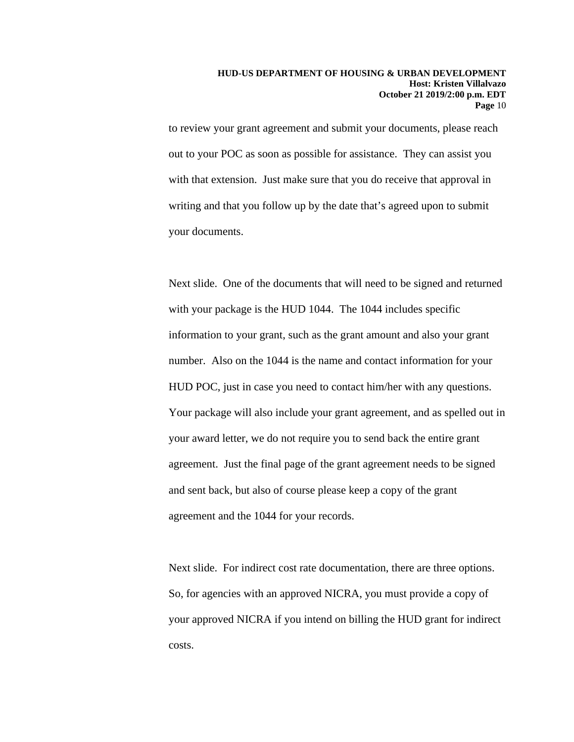to review your grant agreement and submit your documents, please reach out to your POC as soon as possible for assistance. They can assist you with that extension. Just make sure that you do receive that approval in writing and that you follow up by the date that's agreed upon to submit your documents.

Next slide. One of the documents that will need to be signed and returned with your package is the HUD 1044. The 1044 includes specific information to your grant, such as the grant amount and also your grant number. Also on the 1044 is the name and contact information for your HUD POC, just in case you need to contact him/her with any questions. Your package will also include your grant agreement, and as spelled out in your award letter, we do not require you to send back the entire grant agreement. Just the final page of the grant agreement needs to be signed and sent back, but also of course please keep a copy of the grant agreement and the 1044 for your records.

Next slide. For indirect cost rate documentation, there are three options. So, for agencies with an approved NICRA, you must provide a copy of your approved NICRA if you intend on billing the HUD grant for indirect costs.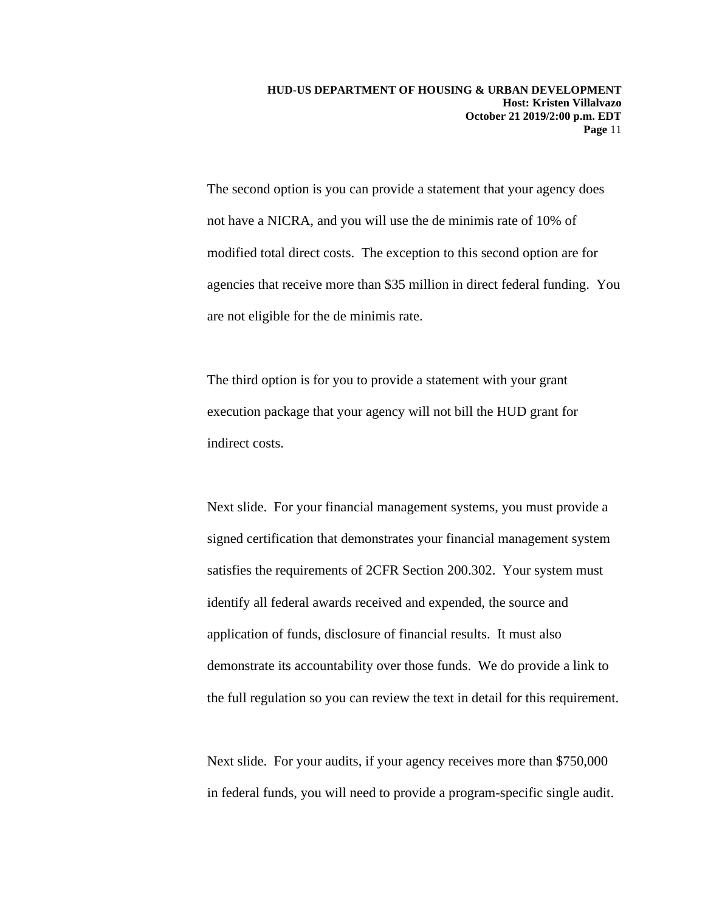The second option is you can provide a statement that your agency does not have a NICRA, and you will use the de minimis rate of 10% of modified total direct costs.  The exception to this second option are for agencies that receive more than $35 million in direct federal funding.  You are not eligible for the de minimis rate.

The third option is for you to provide a statement with your grant execution package that your agency will not bill the HUD grant for indirect costs.

Next slide.  For your financial management systems, you must provide a signed certification that demonstrates your financial management system satisfies the requirements of 2CFR Section 200.302.  Your system must identify all federal awards received and expended, the source and application of funds, disclosure of financial results.  It must also demonstrate its accountability over those funds.  We do provide a link to the full regulation so you can review the text in detail for this requirement.

Next slide.  For your audits, if your agency receives more than $750,000 in federal funds, you will need to provide a program-specific single audit.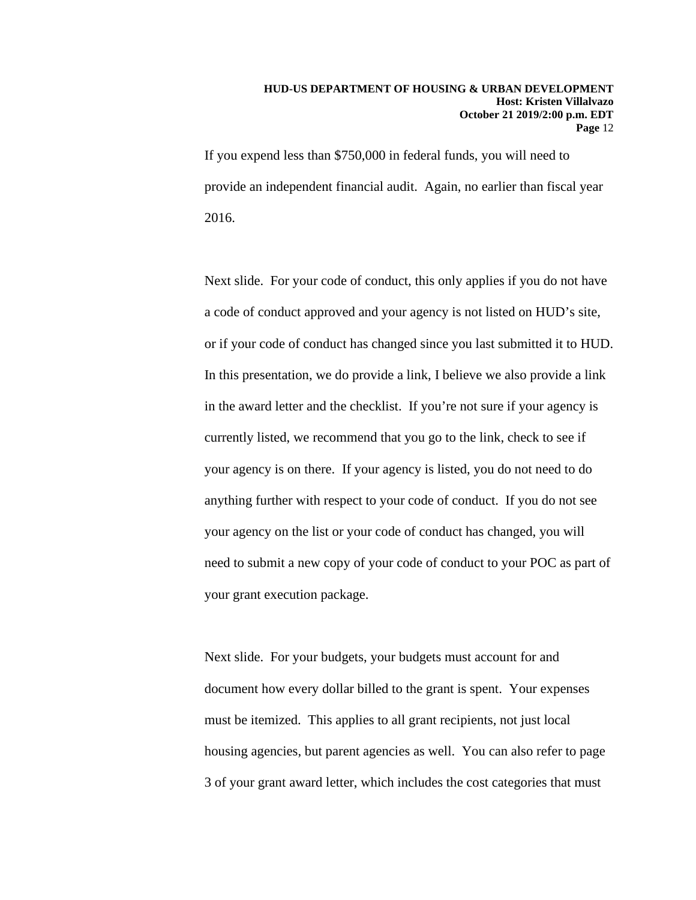If you expend less than $750,000 in federal funds, you will need to provide an independent financial audit. Again, no earlier than fiscal year 2016.

Next slide. For your code of conduct, this only applies if you do not have a code of conduct approved and your agency is not listed on HUD's site, or if your code of conduct has changed since you last submitted it to HUD. In this presentation, we do provide a link, I believe we also provide a link in the award letter and the checklist. If you're not sure if your agency is currently listed, we recommend that you go to the link, check to see if your agency is on there. If your agency is listed, you do not need to do anything further with respect to your code of conduct. If you do not see your agency on the list or your code of conduct has changed, you will need to submit a new copy of your code of conduct to your POC as part of your grant execution package.

Next slide. For your budgets, your budgets must account for and document how every dollar billed to the grant is spent. Your expenses must be itemized. This applies to all grant recipients, not just local housing agencies, but parent agencies as well. You can also refer to page 3 of your grant award letter, which includes the cost categories that must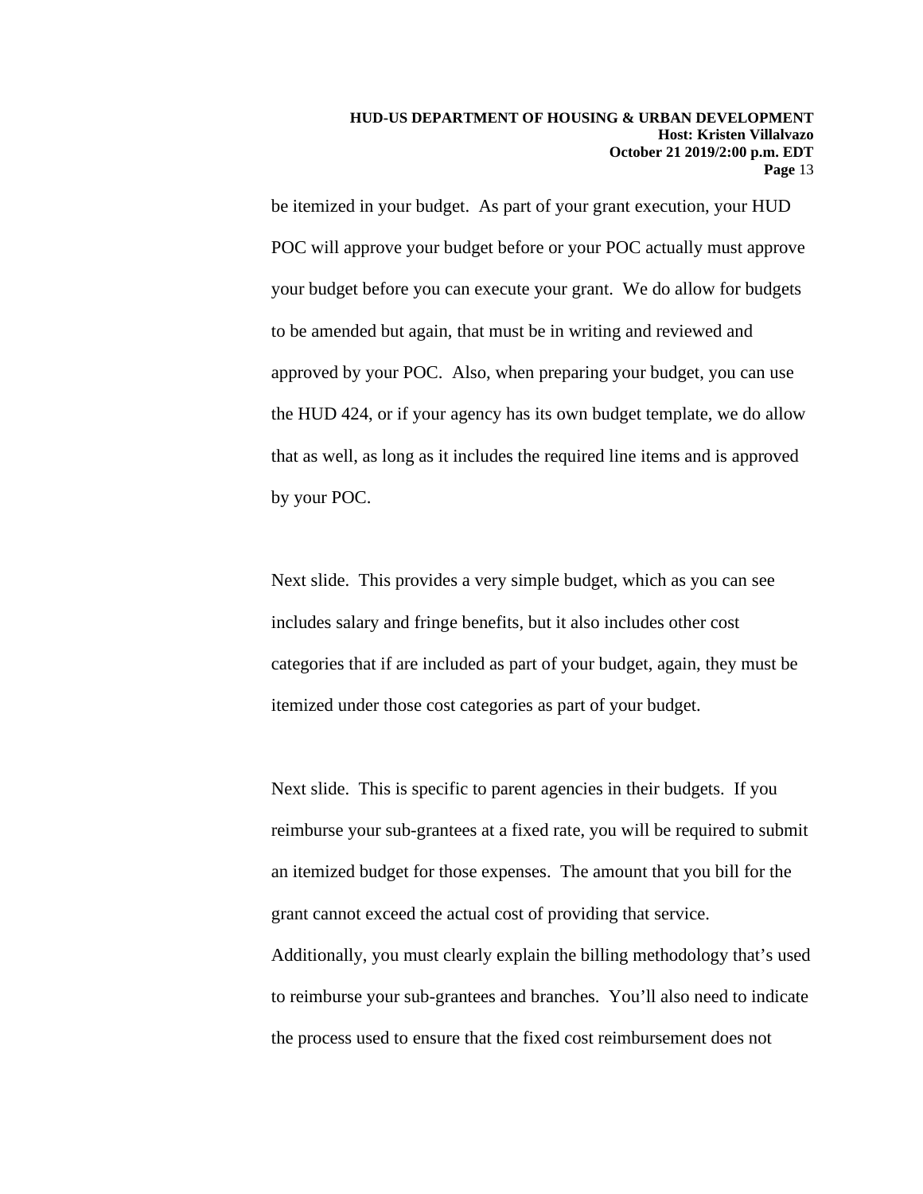be itemized in your budget. As part of your grant execution, your HUD POC will approve your budget before or your POC actually must approve your budget before you can execute your grant. We do allow for budgets to be amended but again, that must be in writing and reviewed and approved by your POC. Also, when preparing your budget, you can use the HUD 424, or if your agency has its own budget template, we do allow that as well, as long as it includes the required line items and is approved by your POC.

Next slide. This provides a very simple budget, which as you can see includes salary and fringe benefits, but it also includes other cost categories that if are included as part of your budget, again, they must be itemized under those cost categories as part of your budget.

Next slide. This is specific to parent agencies in their budgets. If you reimburse your sub-grantees at a fixed rate, you will be required to submit an itemized budget for those expenses. The amount that you bill for the grant cannot exceed the actual cost of providing that service. Additionally, you must clearly explain the billing methodology that's used to reimburse your sub-grantees and branches. You'll also need to indicate the process used to ensure that the fixed cost reimbursement does not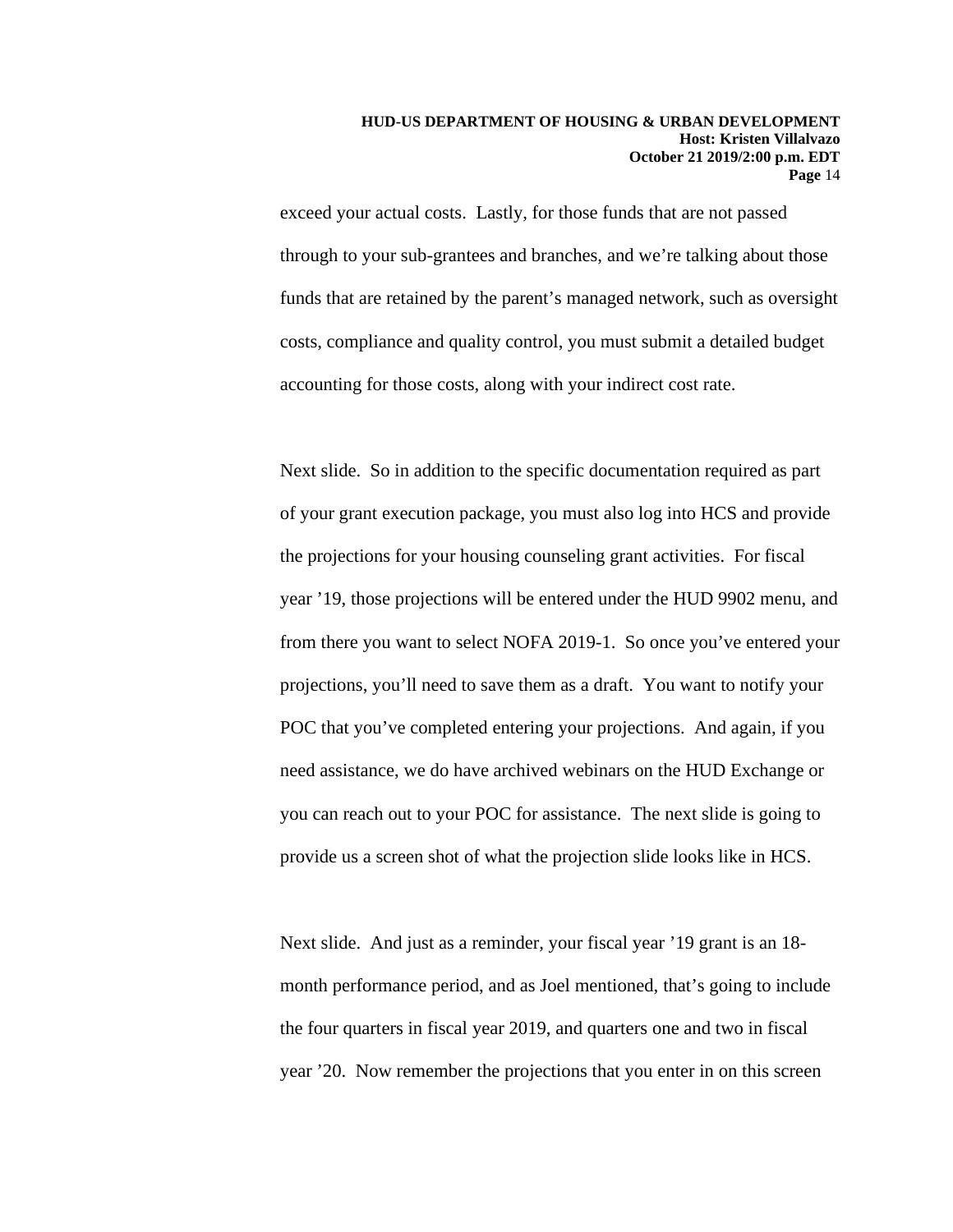exceed your actual costs. Lastly, for those funds that are not passed through to your sub-grantees and branches, and we're talking about those funds that are retained by the parent's managed network, such as oversight costs, compliance and quality control, you must submit a detailed budget accounting for those costs, along with your indirect cost rate.

Next slide. So in addition to the specific documentation required as part of your grant execution package, you must also log into HCS and provide the projections for your housing counseling grant activities. For fiscal year '19, those projections will be entered under the HUD 9902 menu, and from there you want to select NOFA 2019-1. So once you've entered your projections, you'll need to save them as a draft. You want to notify your POC that you've completed entering your projections. And again, if you need assistance, we do have archived webinars on the HUD Exchange or you can reach out to your POC for assistance. The next slide is going to provide us a screen shot of what the projection slide looks like in HCS.

Next slide. And just as a reminder, your fiscal year '19 grant is an 18-month performance period, and as Joel mentioned, that's going to include the four quarters in fiscal year 2019, and quarters one and two in fiscal year '20. Now remember the projections that you enter in on this screen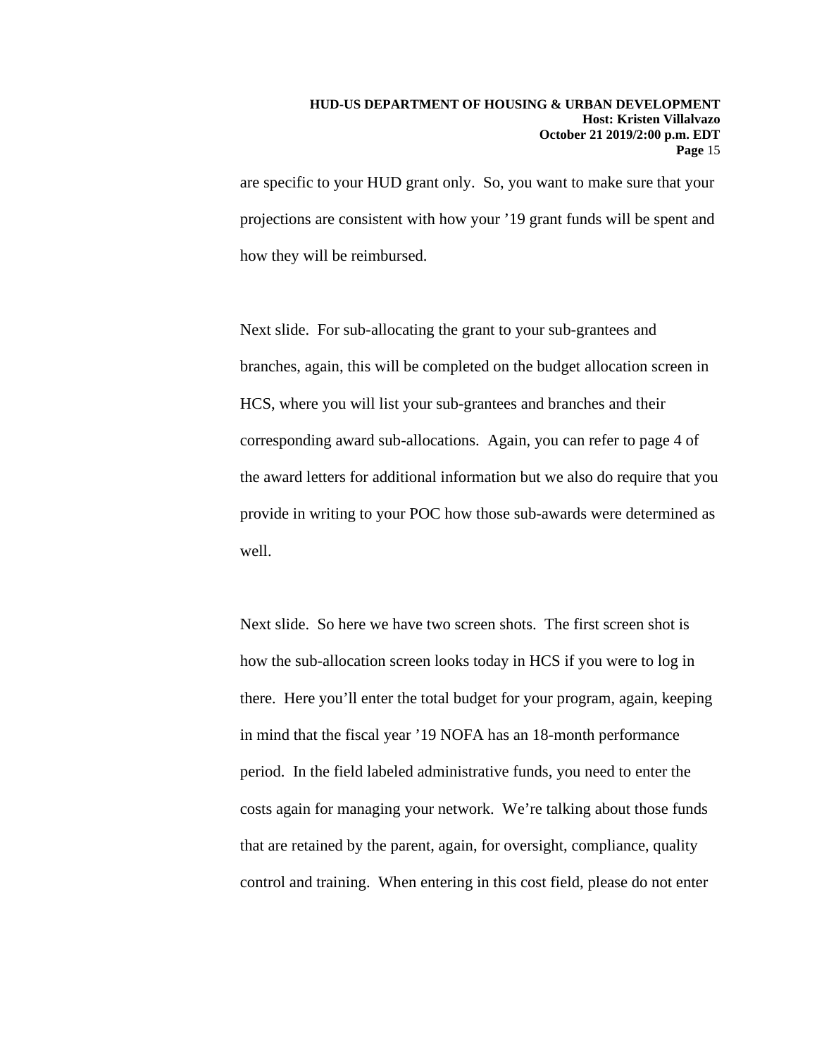are specific to your HUD grant only. So, you want to make sure that your projections are consistent with how your '19 grant funds will be spent and how they will be reimbursed.

Next slide. For sub-allocating the grant to your sub-grantees and branches, again, this will be completed on the budget allocation screen in HCS, where you will list your sub-grantees and branches and their corresponding award sub-allocations. Again, you can refer to page 4 of the award letters for additional information but we also do require that you provide in writing to your POC how those sub-awards were determined as well.

Next slide. So here we have two screen shots. The first screen shot is how the sub-allocation screen looks today in HCS if you were to log in there. Here you'll enter the total budget for your program, again, keeping in mind that the fiscal year '19 NOFA has an 18-month performance period. In the field labeled administrative funds, you need to enter the costs again for managing your network. We're talking about those funds that are retained by the parent, again, for oversight, compliance, quality control and training. When entering in this cost field, please do not enter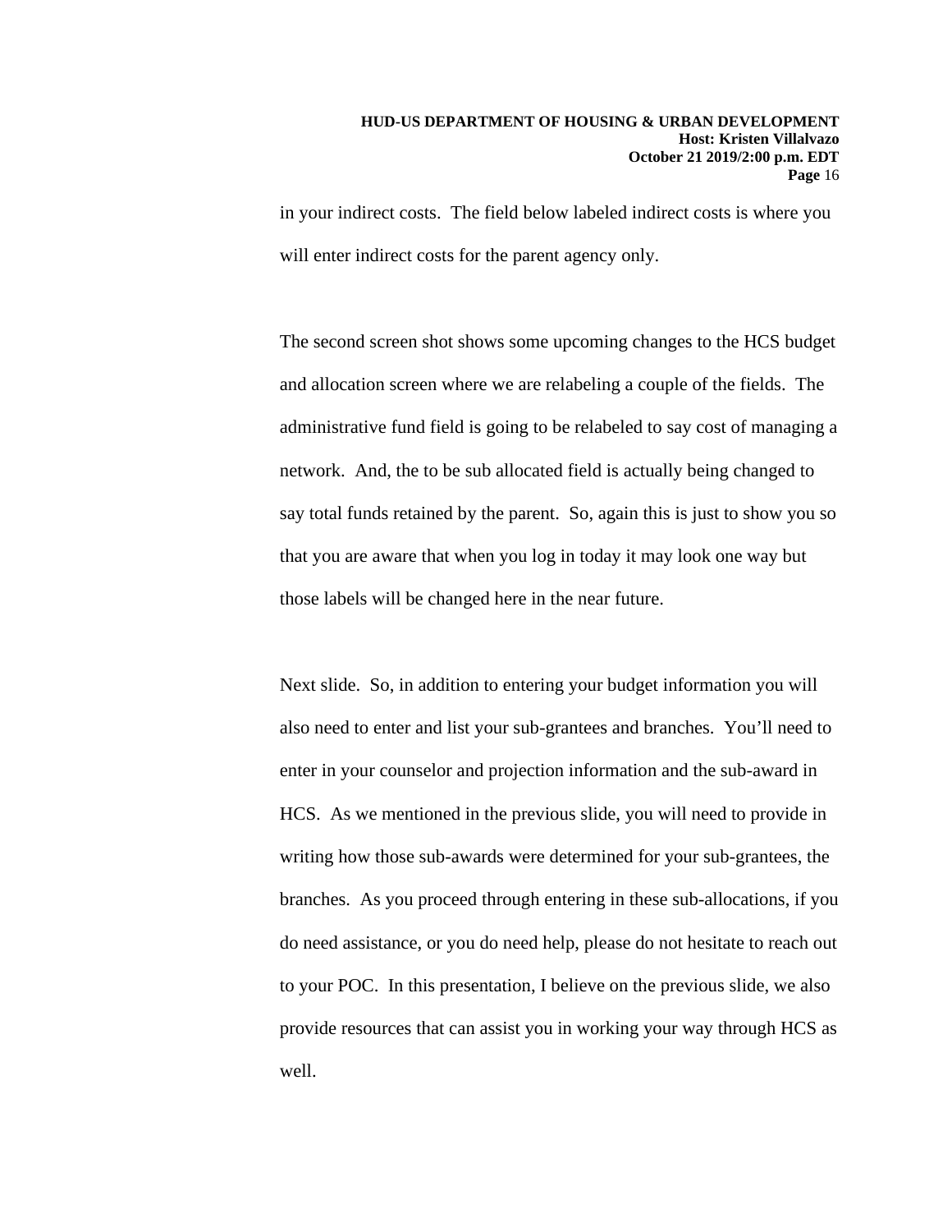in your indirect costs. The field below labeled indirect costs is where you will enter indirect costs for the parent agency only.

The second screen shot shows some upcoming changes to the HCS budget and allocation screen where we are relabeling a couple of the fields. The administrative fund field is going to be relabeled to say cost of managing a network. And, the to be sub allocated field is actually being changed to say total funds retained by the parent. So, again this is just to show you so that you are aware that when you log in today it may look one way but those labels will be changed here in the near future.

Next slide. So, in addition to entering your budget information you will also need to enter and list your sub-grantees and branches. You'll need to enter in your counselor and projection information and the sub-award in HCS. As we mentioned in the previous slide, you will need to provide in writing how those sub-awards were determined for your sub-grantees, the branches. As you proceed through entering in these sub-allocations, if you do need assistance, or you do need help, please do not hesitate to reach out to your POC. In this presentation, I believe on the previous slide, we also provide resources that can assist you in working your way through HCS as well.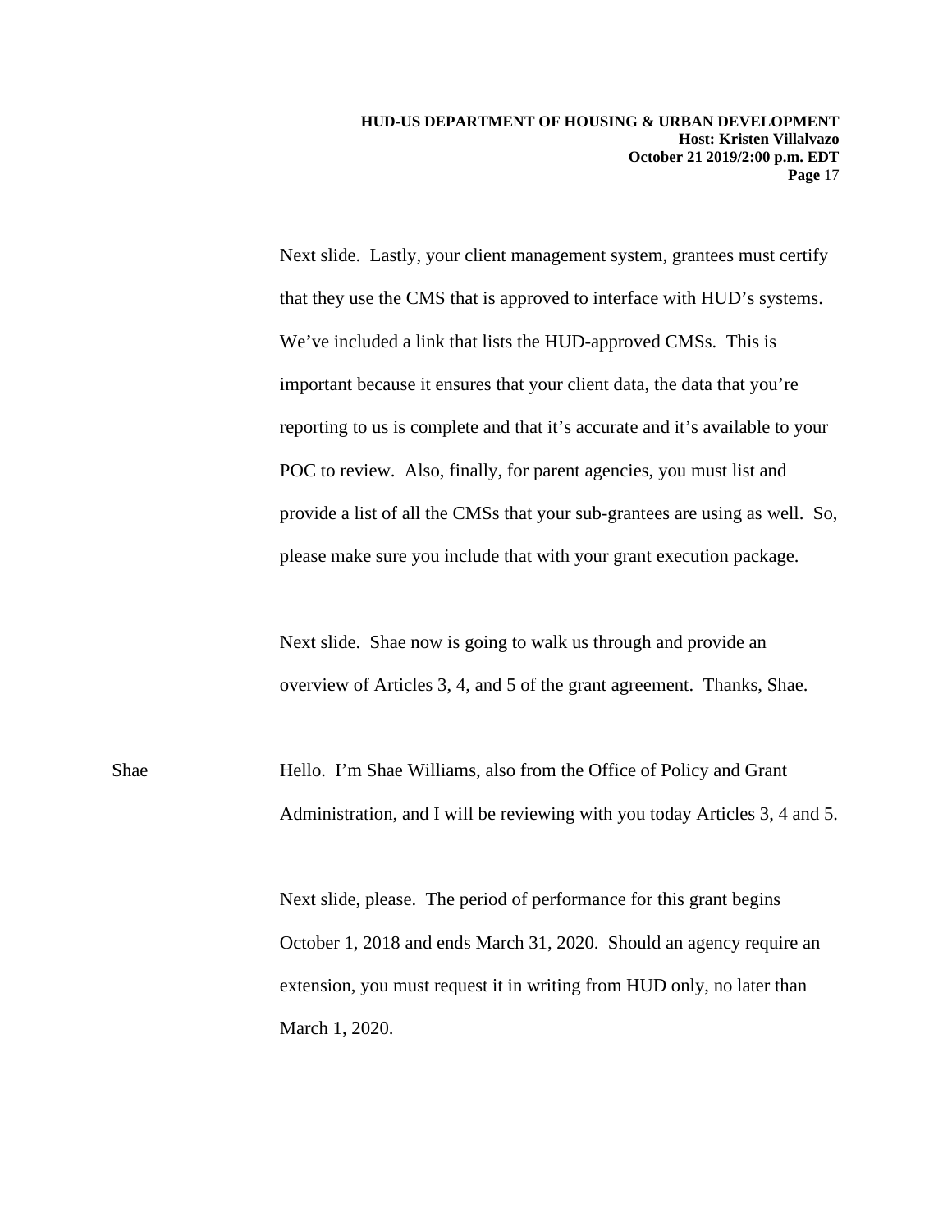Next slide. Lastly, your client management system, grantees must certify that they use the CMS that is approved to interface with HUD's systems. We've included a link that lists the HUD-approved CMSs. This is important because it ensures that your client data, the data that you're reporting to us is complete and that it's accurate and it's available to your POC to review. Also, finally, for parent agencies, you must list and provide a list of all the CMSs that your sub-grantees are using as well. So, please make sure you include that with your grant execution package.

Next slide. Shae now is going to walk us through and provide an overview of Articles 3, 4, and 5 of the grant agreement. Thanks, Shae.

Shae: Hello. I'm Shae Williams, also from the Office of Policy and Grant Administration, and I will be reviewing with you today Articles 3, 4 and 5.

Next slide, please. The period of performance for this grant begins October 1, 2018 and ends March 31, 2020. Should an agency require an extension, you must request it in writing from HUD only, no later than March 1, 2020.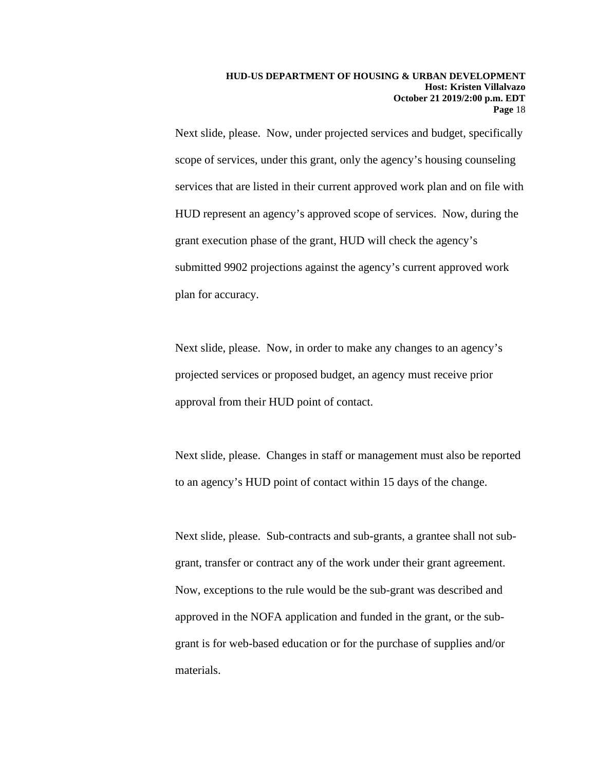Next slide, please. Now, under projected services and budget, specifically scope of services, under this grant, only the agency's housing counseling services that are listed in their current approved work plan and on file with HUD represent an agency's approved scope of services. Now, during the grant execution phase of the grant, HUD will check the agency's submitted 9902 projections against the agency's current approved work plan for accuracy.

Next slide, please. Now, in order to make any changes to an agency's projected services or proposed budget, an agency must receive prior approval from their HUD point of contact.

Next slide, please. Changes in staff or management must also be reported to an agency's HUD point of contact within 15 days of the change.

Next slide, please. Sub-contracts and sub-grants, a grantee shall not sub-grant, transfer or contract any of the work under their grant agreement. Now, exceptions to the rule would be the sub-grant was described and approved in the NOFA application and funded in the grant, or the sub-grant is for web-based education or for the purchase of supplies and/or materials.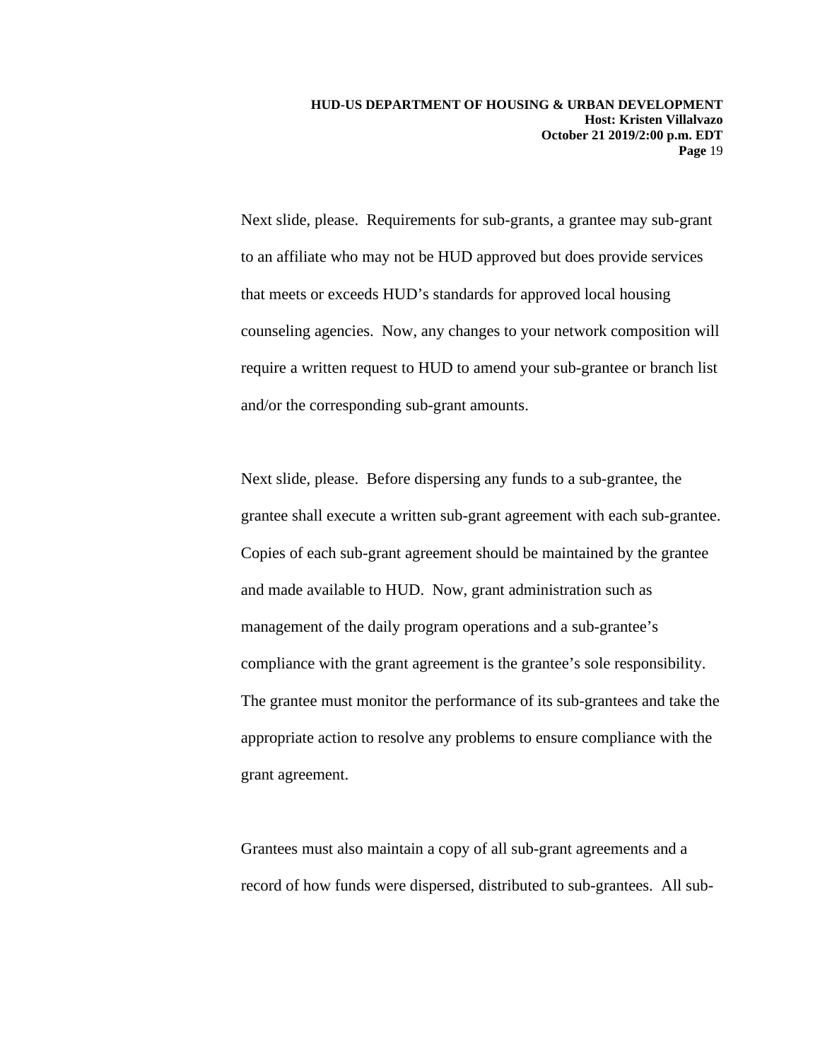Next slide, please. Requirements for sub-grants, a grantee may sub-grant to an affiliate who may not be HUD approved but does provide services that meets or exceeds HUD's standards for approved local housing counseling agencies. Now, any changes to your network composition will require a written request to HUD to amend your sub-grantee or branch list and/or the corresponding sub-grant amounts.

Next slide, please. Before dispersing any funds to a sub-grantee, the grantee shall execute a written sub-grant agreement with each sub-grantee. Copies of each sub-grant agreement should be maintained by the grantee and made available to HUD. Now, grant administration such as management of the daily program operations and a sub-grantee's compliance with the grant agreement is the grantee's sole responsibility. The grantee must monitor the performance of its sub-grantees and take the appropriate action to resolve any problems to ensure compliance with the grant agreement.

Grantees must also maintain a copy of all sub-grant agreements and a record of how funds were dispersed, distributed to sub-grantees. All sub-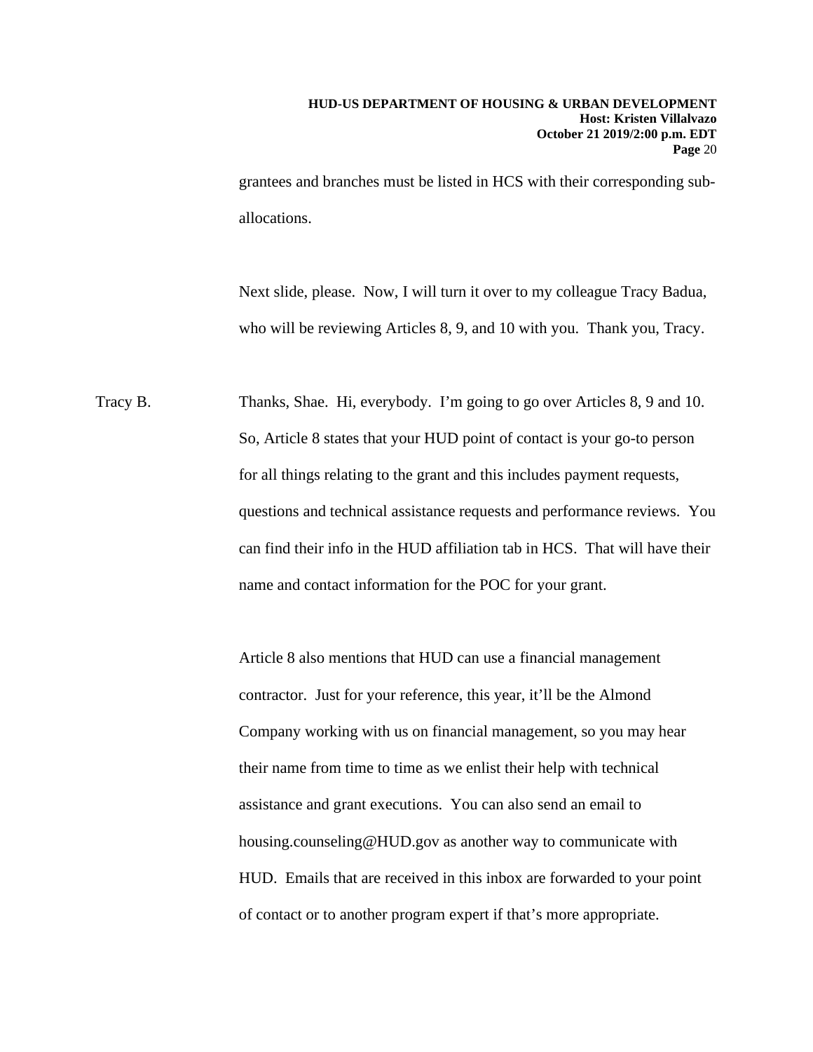grantees and branches must be listed in HCS with their corresponding sub-allocations.

Next slide, please. Now, I will turn it over to my colleague Tracy Badua, who will be reviewing Articles 8, 9, and 10 with you. Thank you, Tracy.

Tracy B. Thanks, Shae. Hi, everybody. I'm going to go over Articles 8, 9 and 10. So, Article 8 states that your HUD point of contact is your go-to person for all things relating to the grant and this includes payment requests, questions and technical assistance requests and performance reviews. You can find their info in the HUD affiliation tab in HCS. That will have their name and contact information for the POC for your grant.

Article 8 also mentions that HUD can use a financial management contractor. Just for your reference, this year, it'll be the Almond Company working with us on financial management, so you may hear their name from time to time as we enlist their help with technical assistance and grant executions. You can also send an email to housing.counseling@HUD.gov as another way to communicate with HUD. Emails that are received in this inbox are forwarded to your point of contact or to another program expert if that's more appropriate.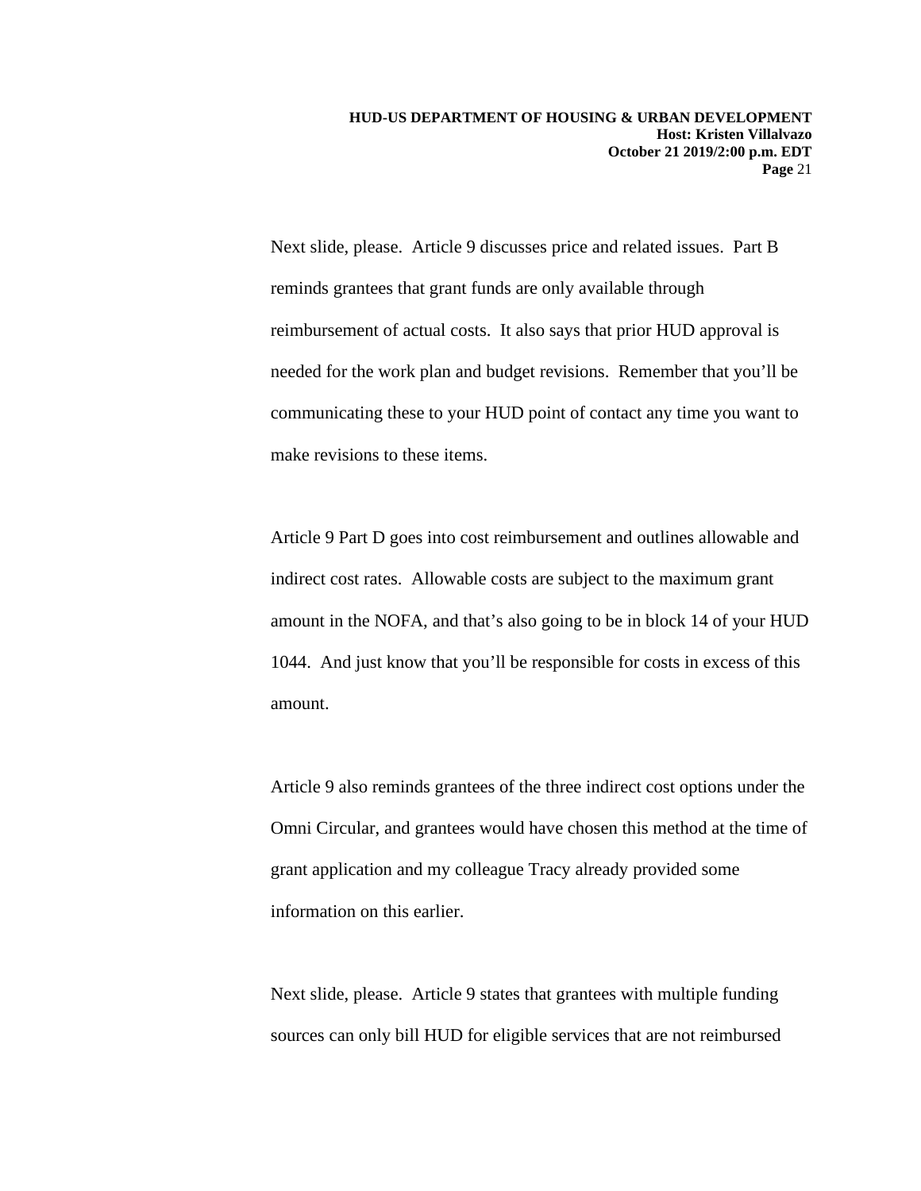Next slide, please. Article 9 discusses price and related issues. Part B reminds grantees that grant funds are only available through reimbursement of actual costs. It also says that prior HUD approval is needed for the work plan and budget revisions. Remember that you'll be communicating these to your HUD point of contact any time you want to make revisions to these items.

Article 9 Part D goes into cost reimbursement and outlines allowable and indirect cost rates. Allowable costs are subject to the maximum grant amount in the NOFA, and that's also going to be in block 14 of your HUD 1044. And just know that you'll be responsible for costs in excess of this amount.

Article 9 also reminds grantees of the three indirect cost options under the Omni Circular, and grantees would have chosen this method at the time of grant application and my colleague Tracy already provided some information on this earlier.

Next slide, please. Article 9 states that grantees with multiple funding sources can only bill HUD for eligible services that are not reimbursed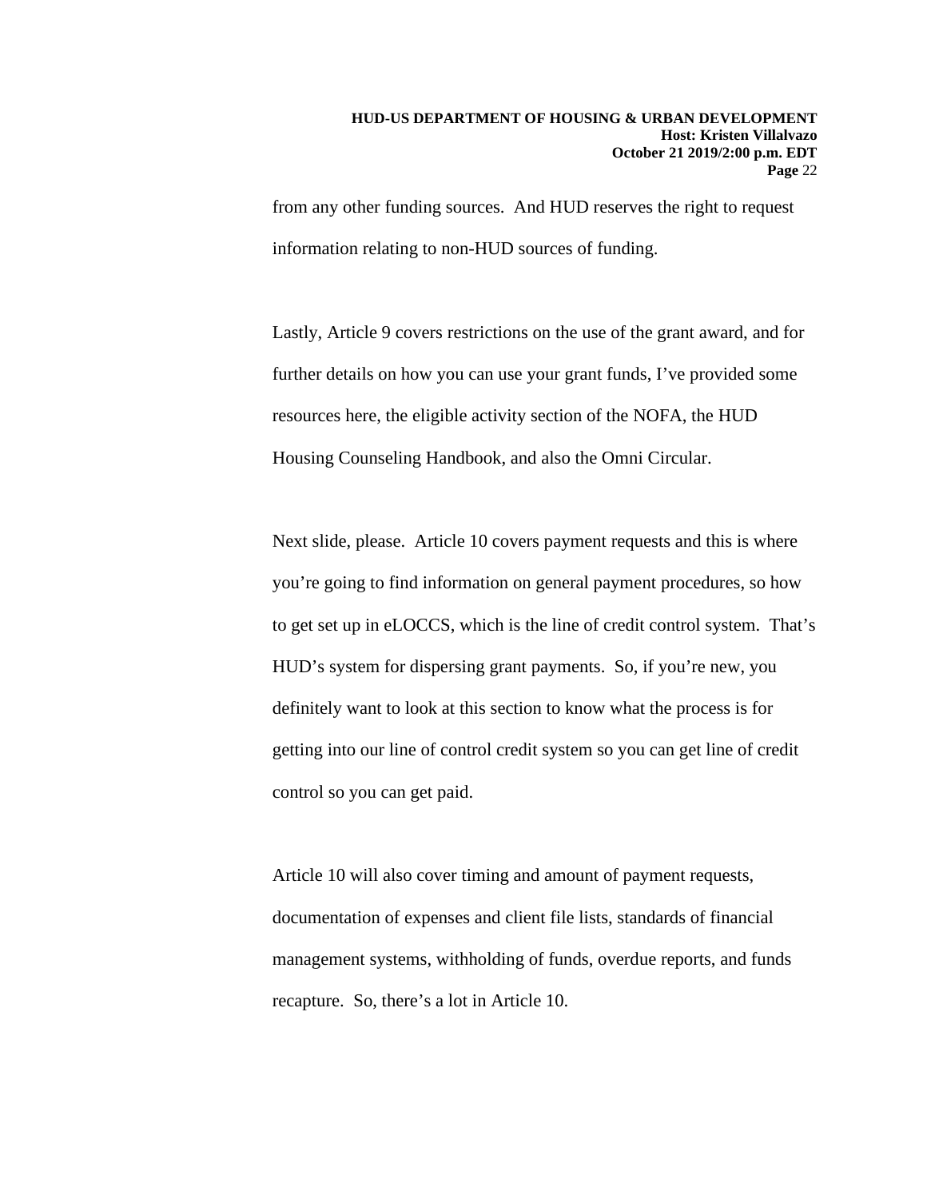from any other funding sources. And HUD reserves the right to request information relating to non-HUD sources of funding.

Lastly, Article 9 covers restrictions on the use of the grant award, and for further details on how you can use your grant funds, I've provided some resources here, the eligible activity section of the NOFA, the HUD Housing Counseling Handbook, and also the Omni Circular.

Next slide, please. Article 10 covers payment requests and this is where you're going to find information on general payment procedures, so how to get set up in eLOCCS, which is the line of credit control system. That's HUD's system for dispersing grant payments. So, if you're new, you definitely want to look at this section to know what the process is for getting into our line of control credit system so you can get line of credit control so you can get paid.

Article 10 will also cover timing and amount of payment requests, documentation of expenses and client file lists, standards of financial management systems, withholding of funds, overdue reports, and funds recapture. So, there's a lot in Article 10.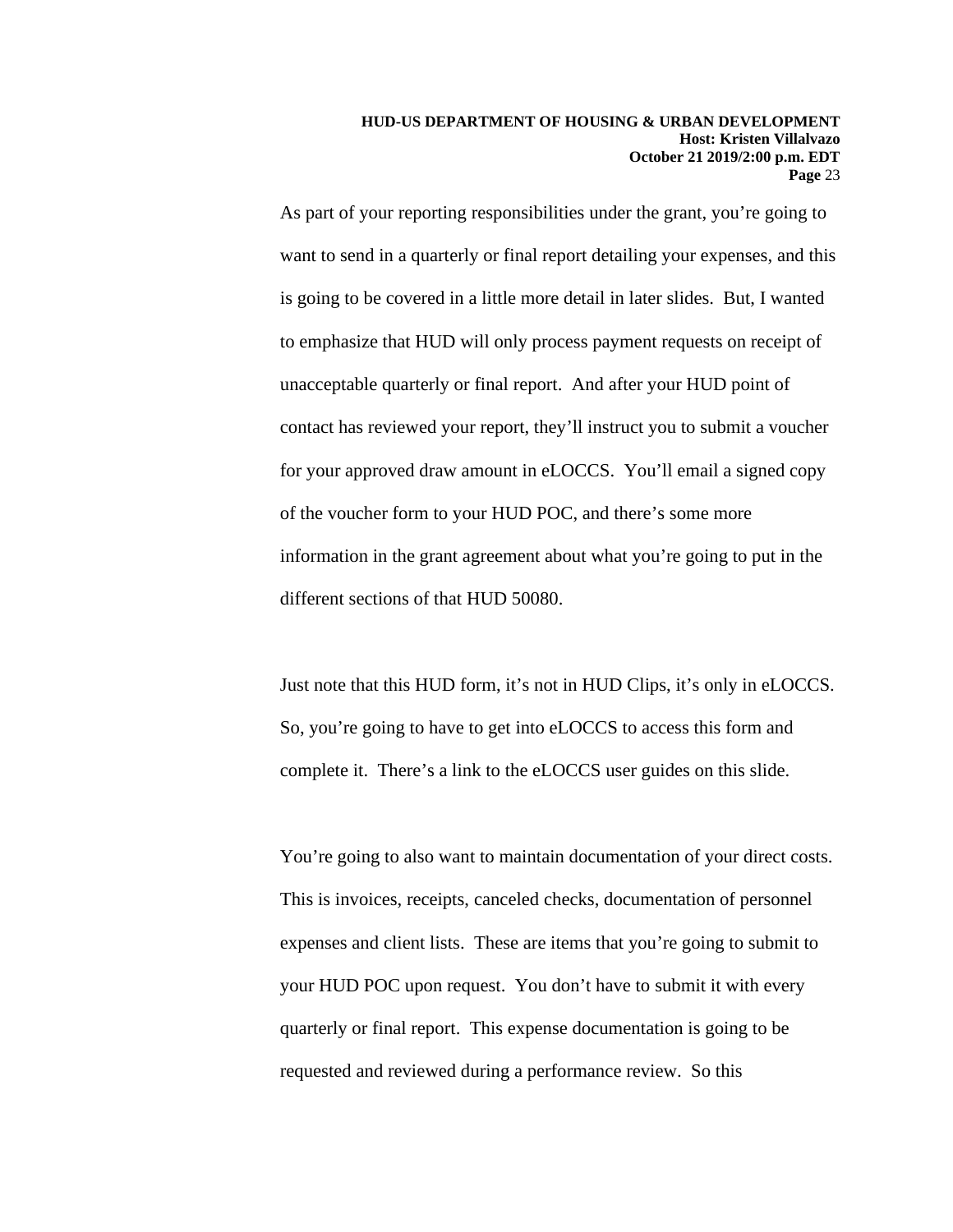As part of your reporting responsibilities under the grant, you're going to want to send in a quarterly or final report detailing your expenses, and this is going to be covered in a little more detail in later slides. But, I wanted to emphasize that HUD will only process payment requests on receipt of unacceptable quarterly or final report. And after your HUD point of contact has reviewed your report, they'll instruct you to submit a voucher for your approved draw amount in eLOCCS. You'll email a signed copy of the voucher form to your HUD POC, and there's some more information in the grant agreement about what you're going to put in the different sections of that HUD 50080.

Just note that this HUD form, it's not in HUD Clips, it's only in eLOCCS. So, you're going to have to get into eLOCCS to access this form and complete it. There's a link to the eLOCCS user guides on this slide.

You're going to also want to maintain documentation of your direct costs. This is invoices, receipts, canceled checks, documentation of personnel expenses and client lists. These are items that you're going to submit to your HUD POC upon request. You don't have to submit it with every quarterly or final report. This expense documentation is going to be requested and reviewed during a performance review. So this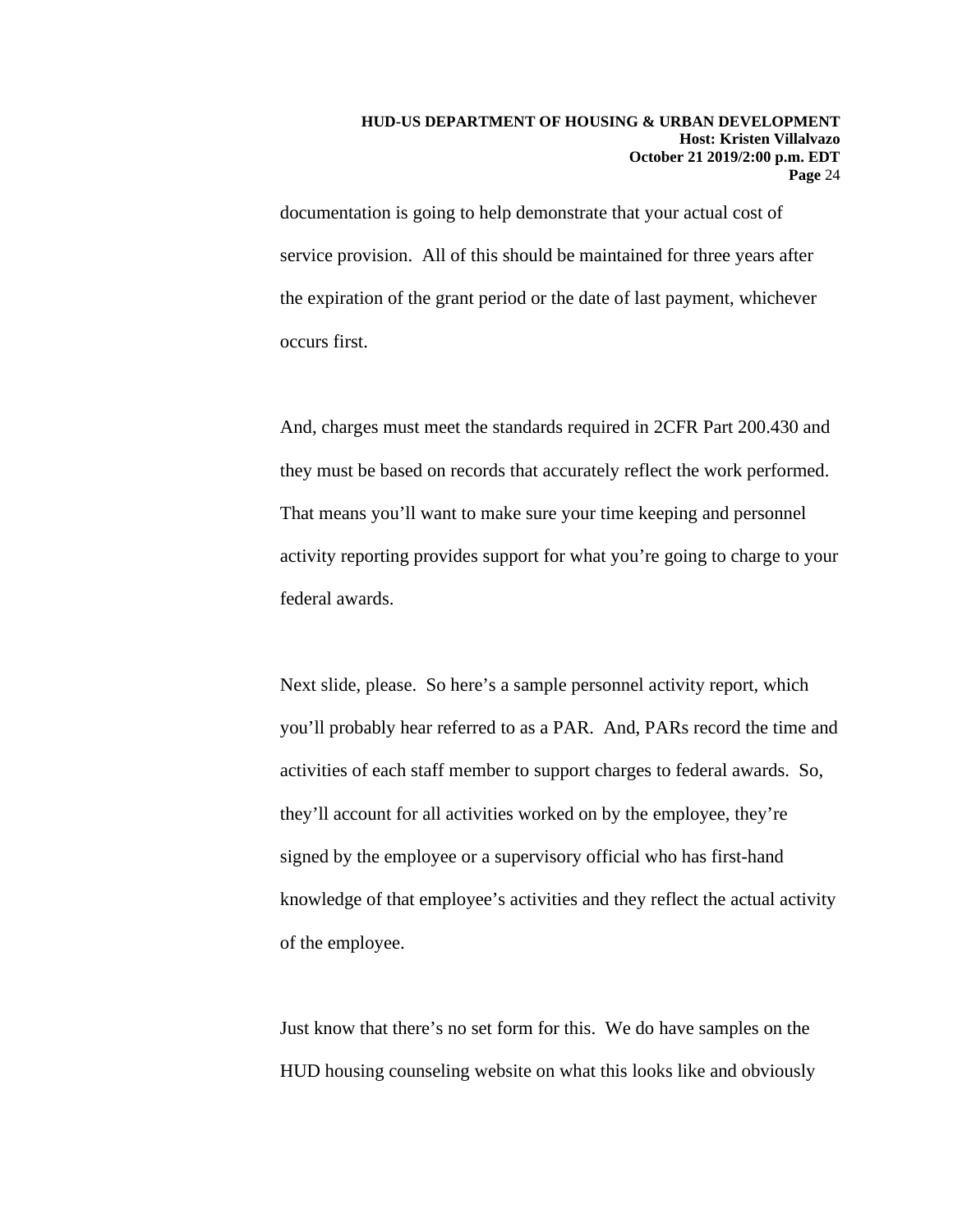documentation is going to help demonstrate that your actual cost of service provision. All of this should be maintained for three years after the expiration of the grant period or the date of last payment, whichever occurs first.

And, charges must meet the standards required in 2CFR Part 200.430 and they must be based on records that accurately reflect the work performed. That means you'll want to make sure your time keeping and personnel activity reporting provides support for what you're going to charge to your federal awards.

Next slide, please. So here's a sample personnel activity report, which you'll probably hear referred to as a PAR. And, PARs record the time and activities of each staff member to support charges to federal awards. So, they'll account for all activities worked on by the employee, they're signed by the employee or a supervisory official who has first-hand knowledge of that employee's activities and they reflect the actual activity of the employee.

Just know that there's no set form for this. We do have samples on the HUD housing counseling website on what this looks like and obviously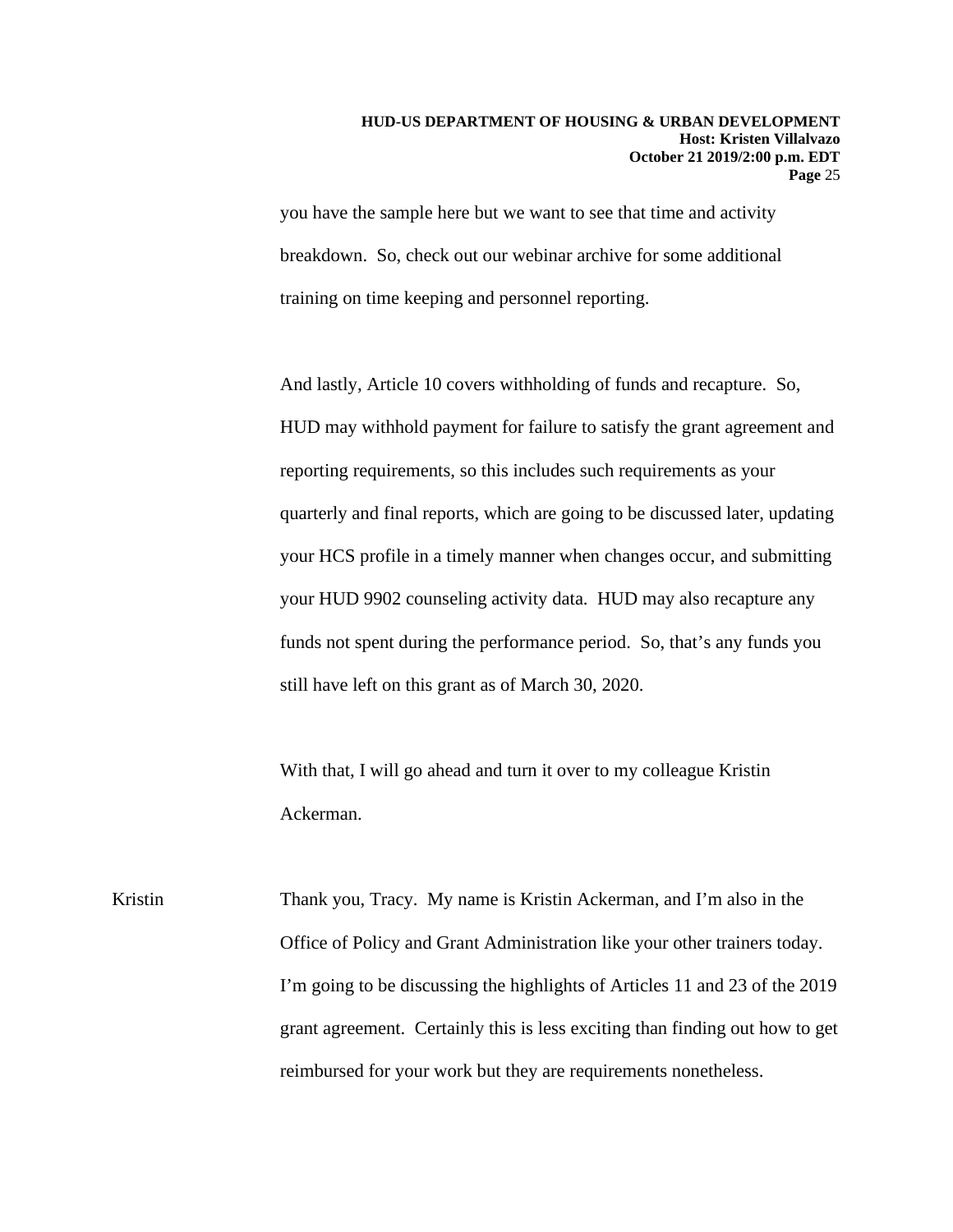you have the sample here but we want to see that time and activity breakdown. So, check out our webinar archive for some additional training on time keeping and personnel reporting.

And lastly, Article 10 covers withholding of funds and recapture. So, HUD may withhold payment for failure to satisfy the grant agreement and reporting requirements, so this includes such requirements as your quarterly and final reports, which are going to be discussed later, updating your HCS profile in a timely manner when changes occur, and submitting your HUD 9902 counseling activity data. HUD may also recapture any funds not spent during the performance period. So, that's any funds you still have left on this grant as of March 30, 2020.

With that, I will go ahead and turn it over to my colleague Kristin Ackerman.

Kristin: Thank you, Tracy. My name is Kristin Ackerman, and I'm also in the Office of Policy and Grant Administration like your other trainers today. I'm going to be discussing the highlights of Articles 11 and 23 of the 2019 grant agreement. Certainly this is less exciting than finding out how to get reimbursed for your work but they are requirements nonetheless.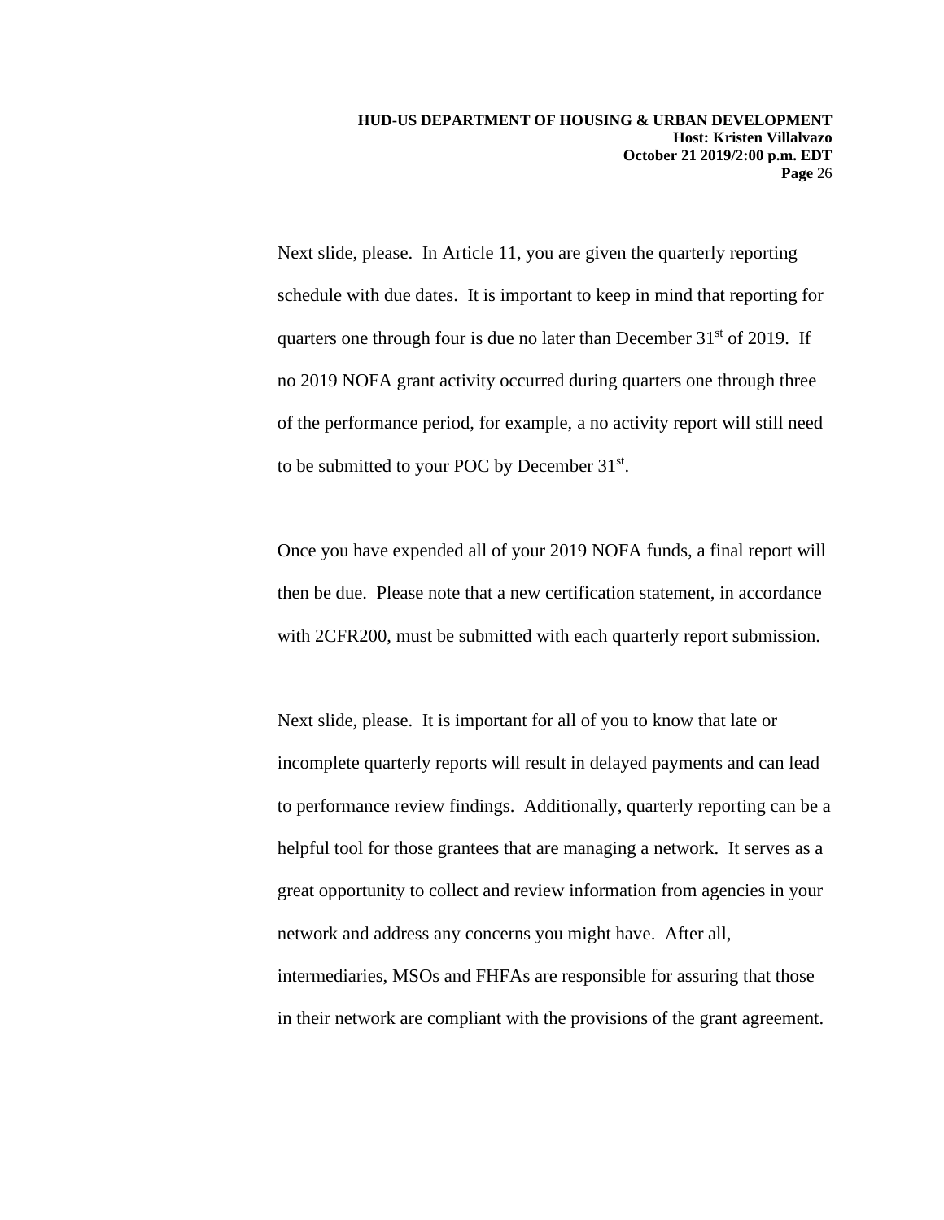Next slide, please. In Article 11, you are given the quarterly reporting schedule with due dates. It is important to keep in mind that reporting for quarters one through four is due no later than December 31st of 2019. If no 2019 NOFA grant activity occurred during quarters one through three of the performance period, for example, a no activity report will still need to be submitted to your POC by December 31st.

Once you have expended all of your 2019 NOFA funds, a final report will then be due. Please note that a new certification statement, in accordance with 2CFR200, must be submitted with each quarterly report submission.

Next slide, please. It is important for all of you to know that late or incomplete quarterly reports will result in delayed payments and can lead to performance review findings. Additionally, quarterly reporting can be a helpful tool for those grantees that are managing a network. It serves as a great opportunity to collect and review information from agencies in your network and address any concerns you might have. After all, intermediaries, MSOs and FHFAs are responsible for assuring that those in their network are compliant with the provisions of the grant agreement.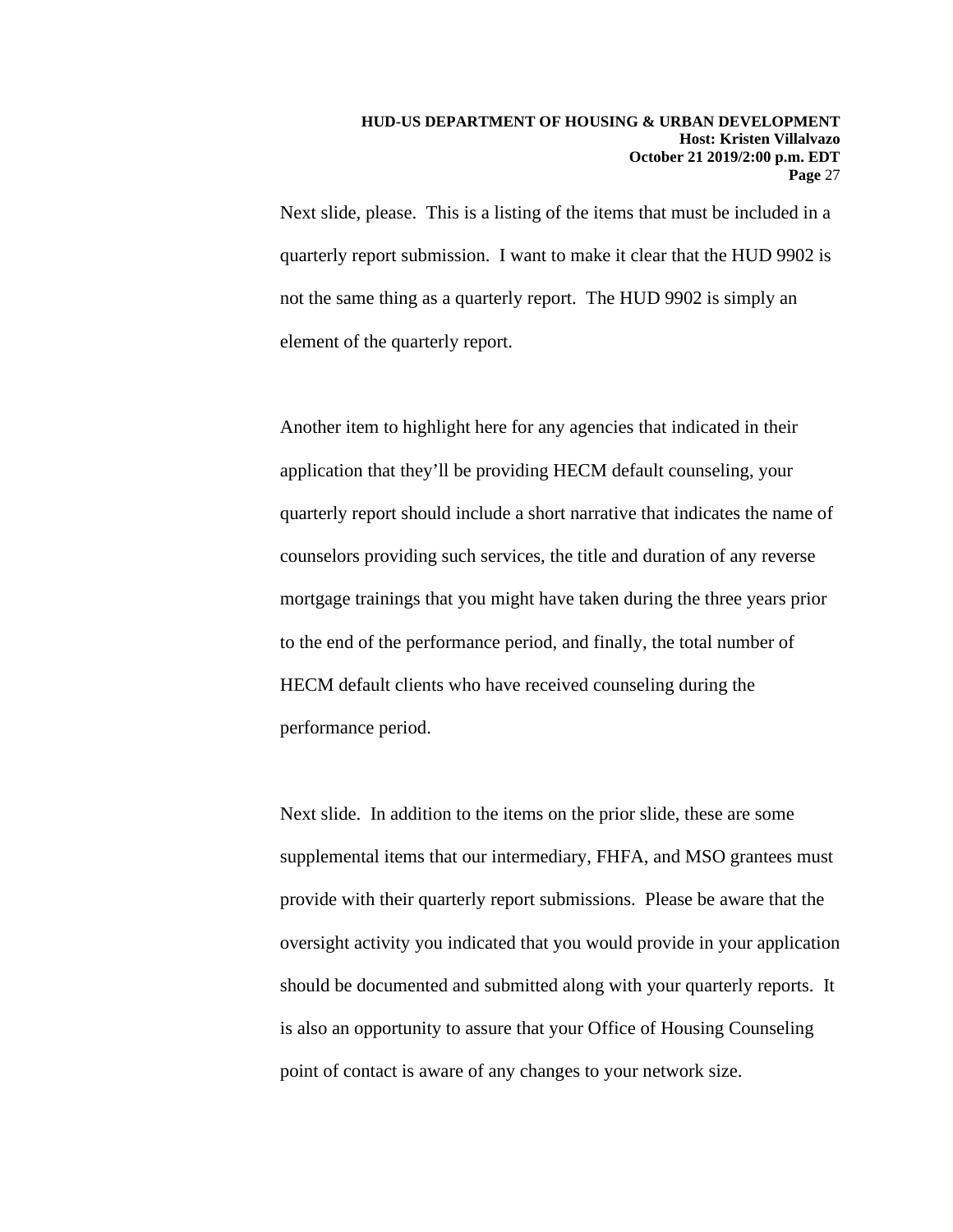Next slide, please. This is a listing of the items that must be included in a quarterly report submission. I want to make it clear that the HUD 9902 is not the same thing as a quarterly report. The HUD 9902 is simply an element of the quarterly report.

Another item to highlight here for any agencies that indicated in their application that they'll be providing HECM default counseling, your quarterly report should include a short narrative that indicates the name of counselors providing such services, the title and duration of any reverse mortgage trainings that you might have taken during the three years prior to the end of the performance period, and finally, the total number of HECM default clients who have received counseling during the performance period.

Next slide. In addition to the items on the prior slide, these are some supplemental items that our intermediary, FHFA, and MSO grantees must provide with their quarterly report submissions. Please be aware that the oversight activity you indicated that you would provide in your application should be documented and submitted along with your quarterly reports. It is also an opportunity to assure that your Office of Housing Counseling point of contact is aware of any changes to your network size.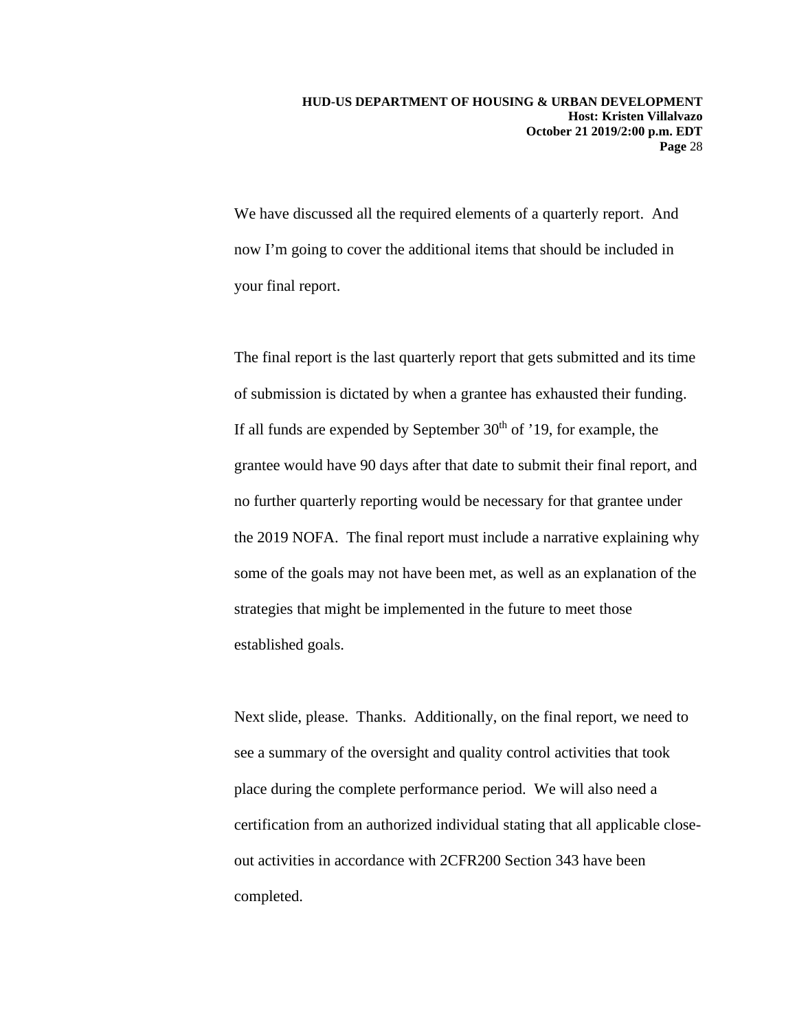We have discussed all the required elements of a quarterly report. And now I'm going to cover the additional items that should be included in your final report.

The final report is the last quarterly report that gets submitted and its time of submission is dictated by when a grantee has exhausted their funding. If all funds are expended by September 30th of '19, for example, the grantee would have 90 days after that date to submit their final report, and no further quarterly reporting would be necessary for that grantee under the 2019 NOFA. The final report must include a narrative explaining why some of the goals may not have been met, as well as an explanation of the strategies that might be implemented in the future to meet those established goals.

Next slide, please. Thanks. Additionally, on the final report, we need to see a summary of the oversight and quality control activities that took place during the complete performance period. We will also need a certification from an authorized individual stating that all applicable close-out activities in accordance with 2CFR200 Section 343 have been completed.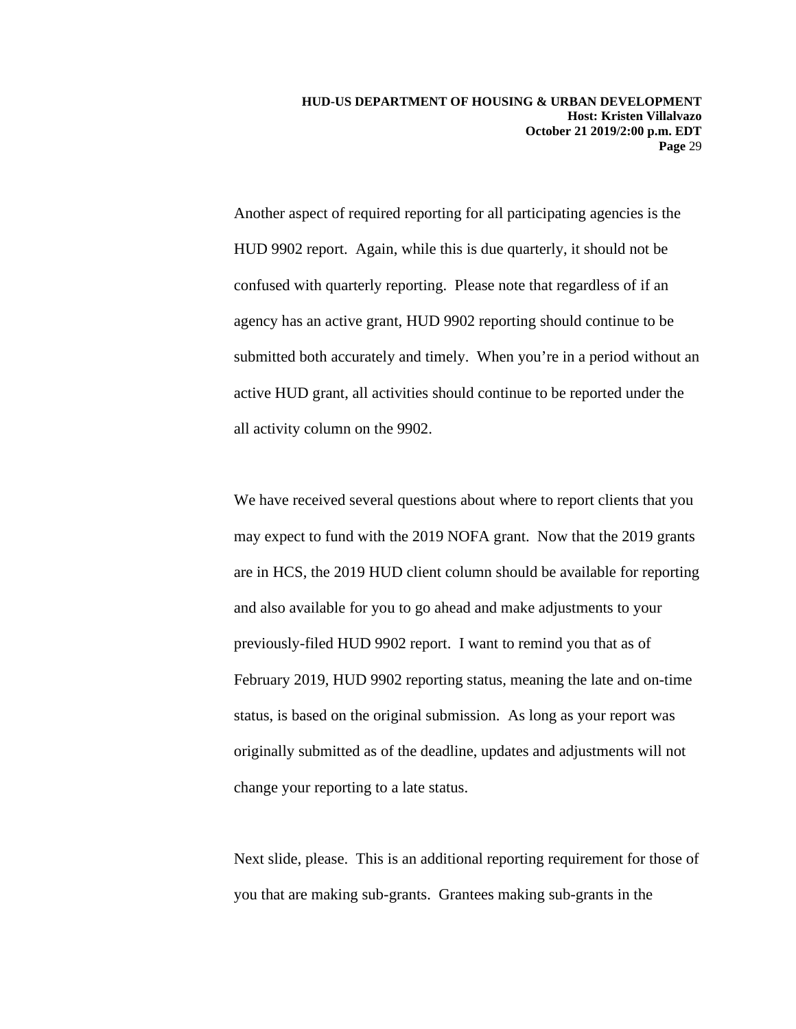Another aspect of required reporting for all participating agencies is the HUD 9902 report. Again, while this is due quarterly, it should not be confused with quarterly reporting. Please note that regardless of if an agency has an active grant, HUD 9902 reporting should continue to be submitted both accurately and timely. When you're in a period without an active HUD grant, all activities should continue to be reported under the all activity column on the 9902.

We have received several questions about where to report clients that you may expect to fund with the 2019 NOFA grant. Now that the 2019 grants are in HCS, the 2019 HUD client column should be available for reporting and also available for you to go ahead and make adjustments to your previously-filed HUD 9902 report. I want to remind you that as of February 2019, HUD 9902 reporting status, meaning the late and on-time status, is based on the original submission. As long as your report was originally submitted as of the deadline, updates and adjustments will not change your reporting to a late status.

Next slide, please. This is an additional reporting requirement for those of you that are making sub-grants. Grantees making sub-grants in the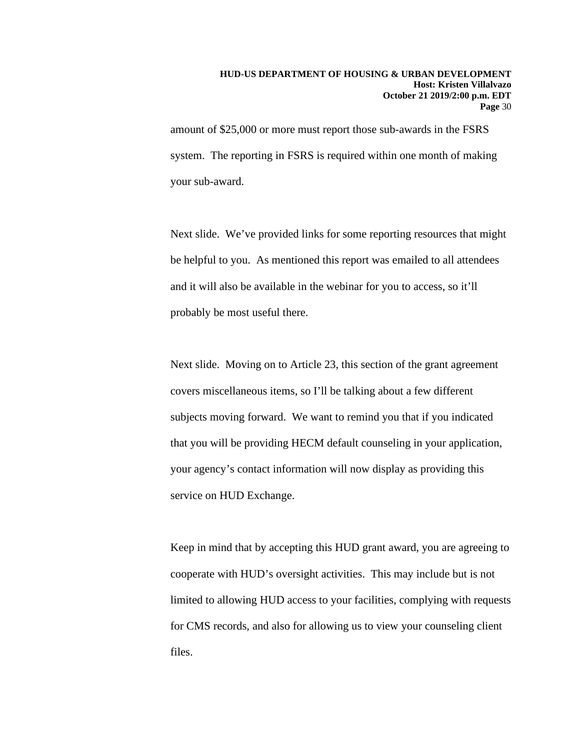amount of $25,000 or more must report those sub-awards in the FSRS system. The reporting in FSRS is required within one month of making your sub-award.

Next slide. We've provided links for some reporting resources that might be helpful to you. As mentioned this report was emailed to all attendees and it will also be available in the webinar for you to access, so it'll probably be most useful there.

Next slide. Moving on to Article 23, this section of the grant agreement covers miscellaneous items, so I'll be talking about a few different subjects moving forward. We want to remind you that if you indicated that you will be providing HECM default counseling in your application, your agency's contact information will now display as providing this service on HUD Exchange.

Keep in mind that by accepting this HUD grant award, you are agreeing to cooperate with HUD's oversight activities. This may include but is not limited to allowing HUD access to your facilities, complying with requests for CMS records, and also for allowing us to view your counseling client files.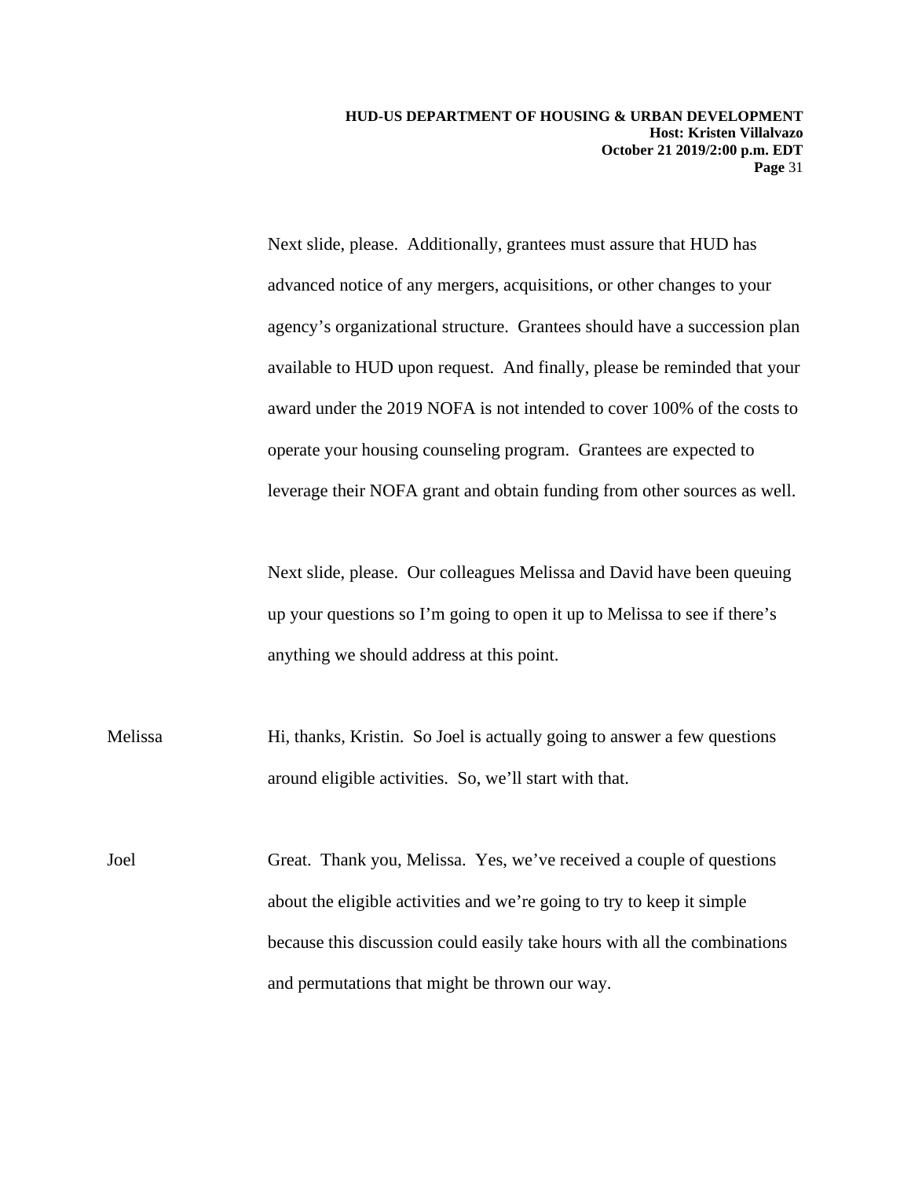Next slide, please. Additionally, grantees must assure that HUD has advanced notice of any mergers, acquisitions, or other changes to your agency's organizational structure. Grantees should have a succession plan available to HUD upon request. And finally, please be reminded that your award under the 2019 NOFA is not intended to cover 100% of the costs to operate your housing counseling program. Grantees are expected to leverage their NOFA grant and obtain funding from other sources as well.

Next slide, please. Our colleagues Melissa and David have been queuing up your questions so I'm going to open it up to Melissa to see if there's anything we should address at this point.

Melissa: Hi, thanks, Kristin. So Joel is actually going to answer a few questions around eligible activities. So, we'll start with that.

Joel: Great. Thank you, Melissa. Yes, we've received a couple of questions about the eligible activities and we're going to try to keep it simple because this discussion could easily take hours with all the combinations and permutations that might be thrown our way.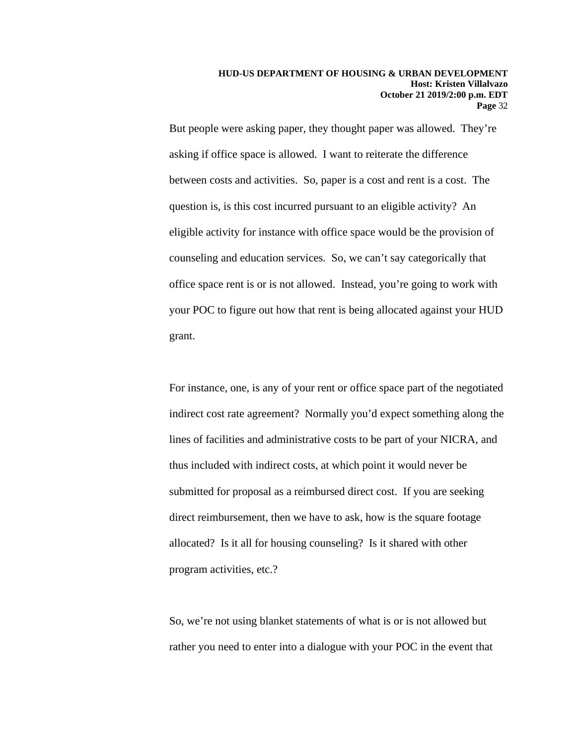But people were asking paper, they thought paper was allowed. They're asking if office space is allowed. I want to reiterate the difference between costs and activities. So, paper is a cost and rent is a cost. The question is, is this cost incurred pursuant to an eligible activity? An eligible activity for instance with office space would be the provision of counseling and education services. So, we can't say categorically that office space rent is or is not allowed. Instead, you're going to work with your POC to figure out how that rent is being allocated against your HUD grant.

For instance, one, is any of your rent or office space part of the negotiated indirect cost rate agreement? Normally you'd expect something along the lines of facilities and administrative costs to be part of your NICRA, and thus included with indirect costs, at which point it would never be submitted for proposal as a reimbursed direct cost. If you are seeking direct reimbursement, then we have to ask, how is the square footage allocated? Is it all for housing counseling? Is it shared with other program activities, etc.?

So, we're not using blanket statements of what is or is not allowed but rather you need to enter into a dialogue with your POC in the event that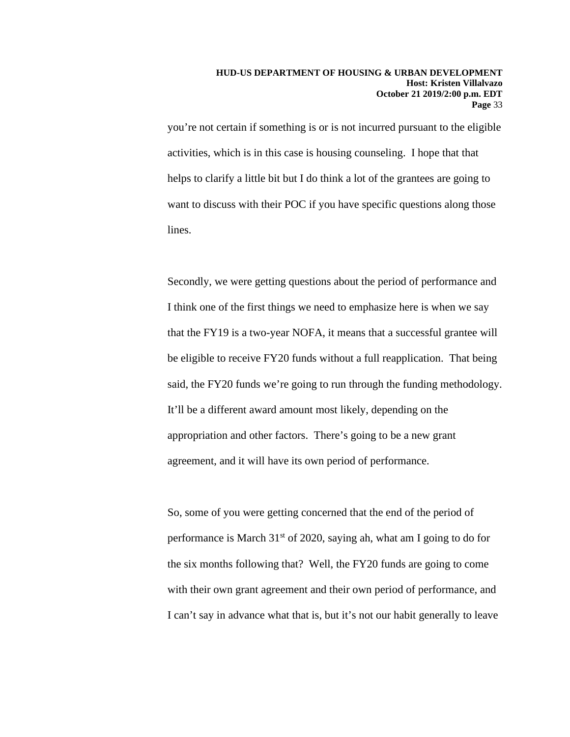you're not certain if something is or is not incurred pursuant to the eligible activities, which is in this case is housing counseling. I hope that that helps to clarify a little bit but I do think a lot of the grantees are going to want to discuss with their POC if you have specific questions along those lines.

Secondly, we were getting questions about the period of performance and I think one of the first things we need to emphasize here is when we say that the FY19 is a two-year NOFA, it means that a successful grantee will be eligible to receive FY20 funds without a full reapplication. That being said, the FY20 funds we're going to run through the funding methodology. It'll be a different award amount most likely, depending on the appropriation and other factors. There's going to be a new grant agreement, and it will have its own period of performance.

So, some of you were getting concerned that the end of the period of performance is March 31st of 2020, saying ah, what am I going to do for the six months following that? Well, the FY20 funds are going to come with their own grant agreement and their own period of performance, and I can't say in advance what that is, but it's not our habit generally to leave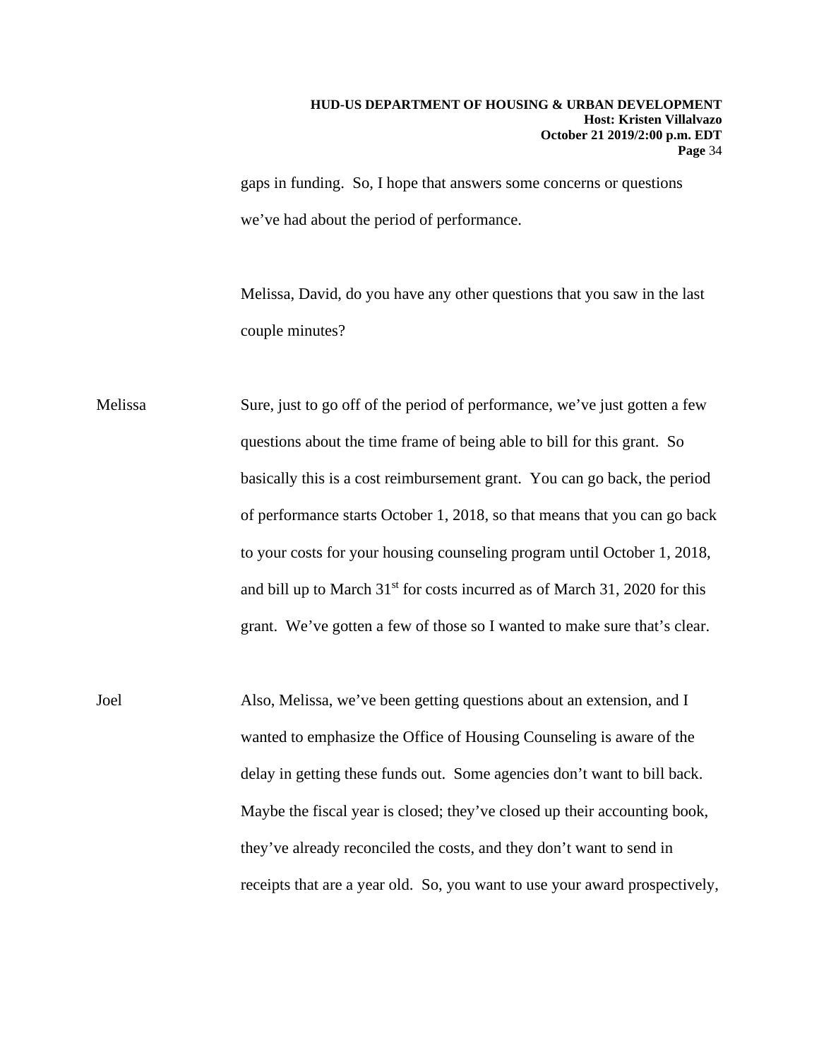gaps in funding. So, I hope that answers some concerns or questions we've had about the period of performance.

Melissa, David, do you have any other questions that you saw in the last couple minutes?

Melissa Sure, just to go off of the period of performance, we've just gotten a few questions about the time frame of being able to bill for this grant. So basically this is a cost reimbursement grant. You can go back, the period of performance starts October 1, 2018, so that means that you can go back to your costs for your housing counseling program until October 1, 2018, and bill up to March 31st for costs incurred as of March 31, 2020 for this grant. We've gotten a few of those so I wanted to make sure that's clear.

Joel Also, Melissa, we've been getting questions about an extension, and I wanted to emphasize the Office of Housing Counseling is aware of the delay in getting these funds out. Some agencies don't want to bill back. Maybe the fiscal year is closed; they've closed up their accounting book, they've already reconciled the costs, and they don't want to send in receipts that are a year old. So, you want to use your award prospectively,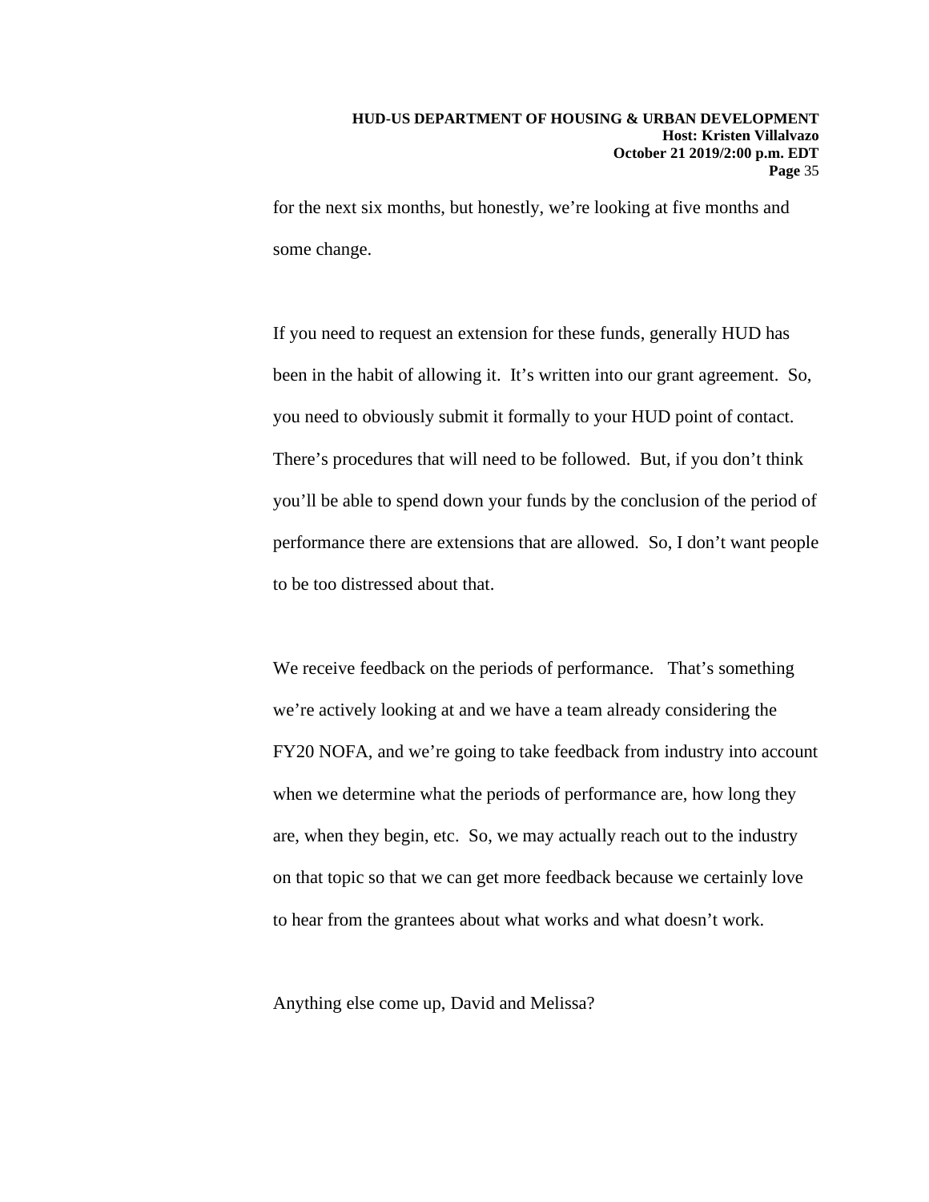for the next six months, but honestly, we're looking at five months and some change.

If you need to request an extension for these funds, generally HUD has been in the habit of allowing it.  It's written into our grant agreement.  So, you need to obviously submit it formally to your HUD point of contact.  There's procedures that will need to be followed.  But, if you don't think you'll be able to spend down your funds by the conclusion of the period of performance there are extensions that are allowed.  So, I don't want people to be too distressed about that.

We receive feedback on the periods of performance.   That's something we're actively looking at and we have a team already considering the FY20 NOFA, and we're going to take feedback from industry into account when we determine what the periods of performance are, how long they are, when they begin, etc.  So, we may actually reach out to the industry on that topic so that we can get more feedback because we certainly love to hear from the grantees about what works and what doesn't work.

Anything else come up, David and Melissa?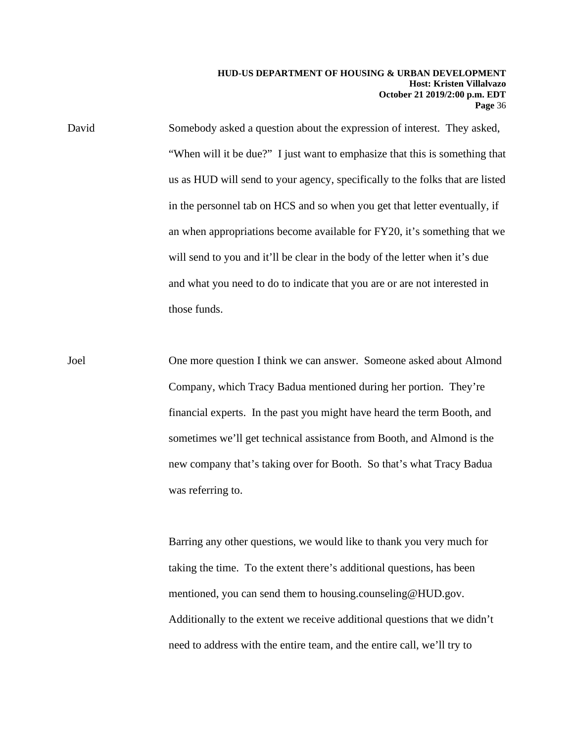David Somebody asked a question about the expression of interest. They asked, "When will it be due?" I just want to emphasize that this is something that us as HUD will send to your agency, specifically to the folks that are listed in the personnel tab on HCS and so when you get that letter eventually, if an when appropriations become available for FY20, it's something that we will send to you and it'll be clear in the body of the letter when it's due and what you need to do to indicate that you are or are not interested in those funds.

Joel One more question I think we can answer. Someone asked about Almond Company, which Tracy Badua mentioned during her portion. They're financial experts. In the past you might have heard the term Booth, and sometimes we'll get technical assistance from Booth, and Almond is the new company that's taking over for Booth. So that's what Tracy Badua was referring to.

Barring any other questions, we would like to thank you very much for taking the time. To the extent there's additional questions, has been mentioned, you can send them to housing.counseling@HUD.gov. Additionally to the extent we receive additional questions that we didn't need to address with the entire team, and the entire call, we'll try to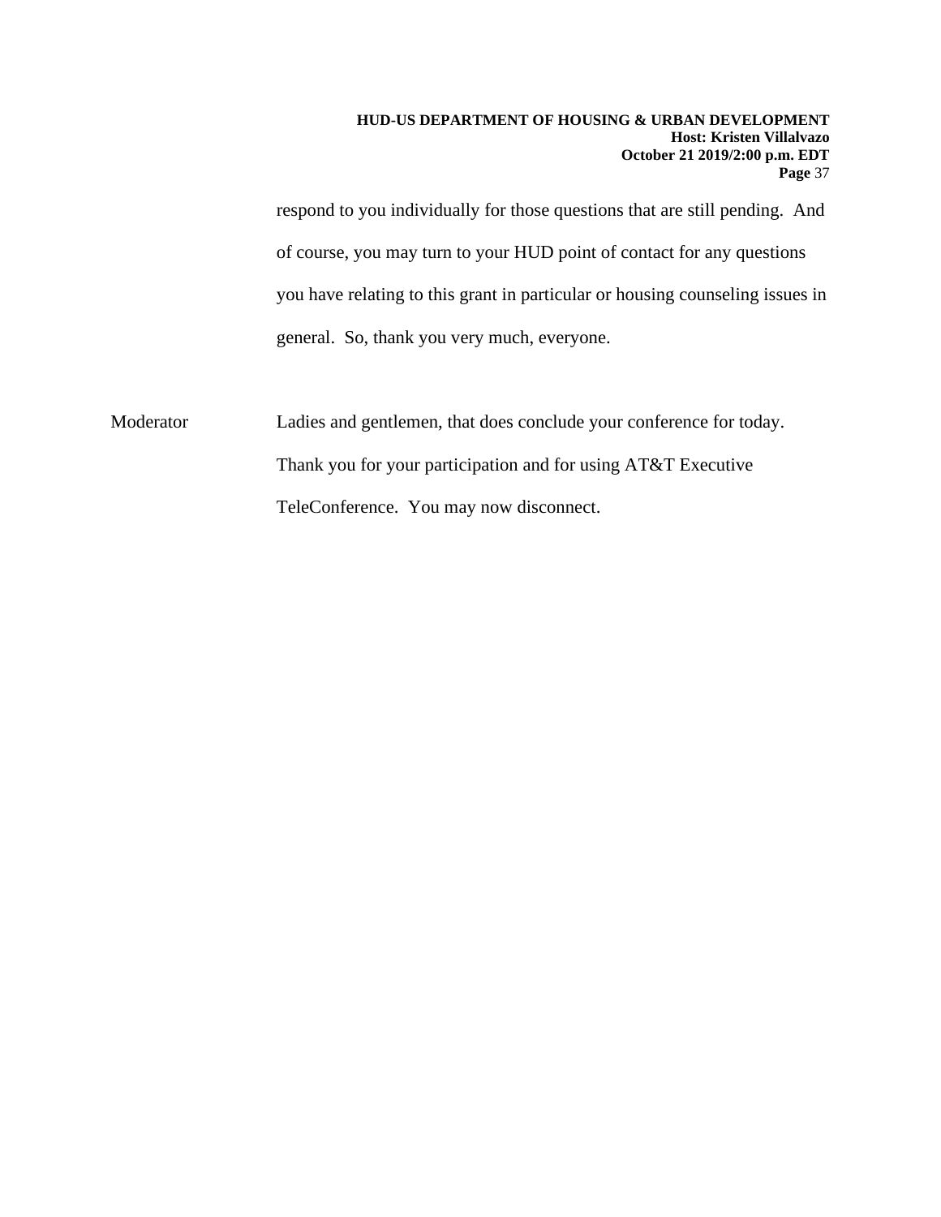respond to you individually for those questions that are still pending. And of course, you may turn to your HUD point of contact for any questions you have relating to this grant in particular or housing counseling issues in general. So, thank you very much, everyone.

Moderator Ladies and gentlemen, that does conclude your conference for today. Thank you for your participation and for using AT&T Executive TeleConference. You may now disconnect.